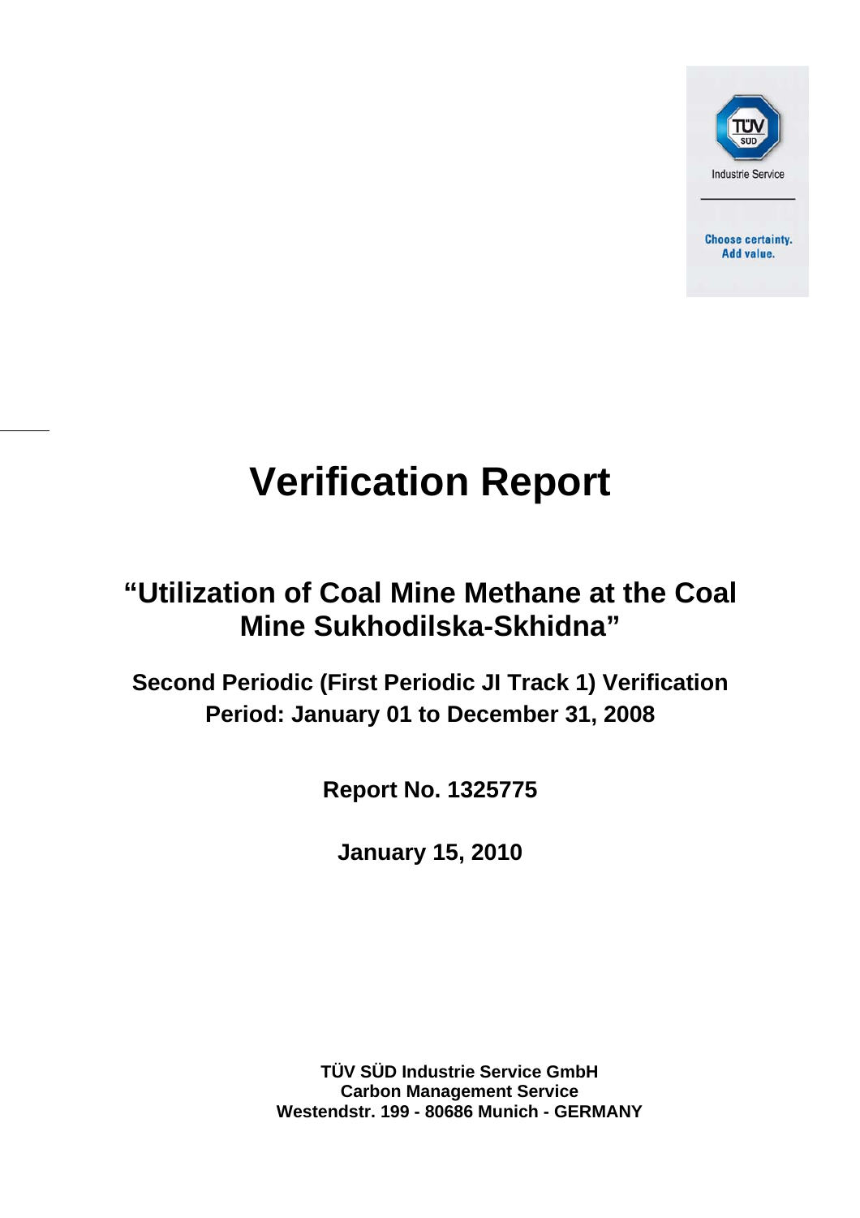# Verification Report

## "Utilization of Coal Mine Methane at the Coal Mine Sukhodilska-Skhidna"

### Second Periodic (First Periodic JI Track 1) Verification Period: January 01 to December 31, 2008

**Report No. 1325775**

**January 15, 2010**

**TÜV SÜD Industrie Service GmbH**
**Carbon Management Service**
**Westendstr. 199 - 80686 Munich - GERMANY**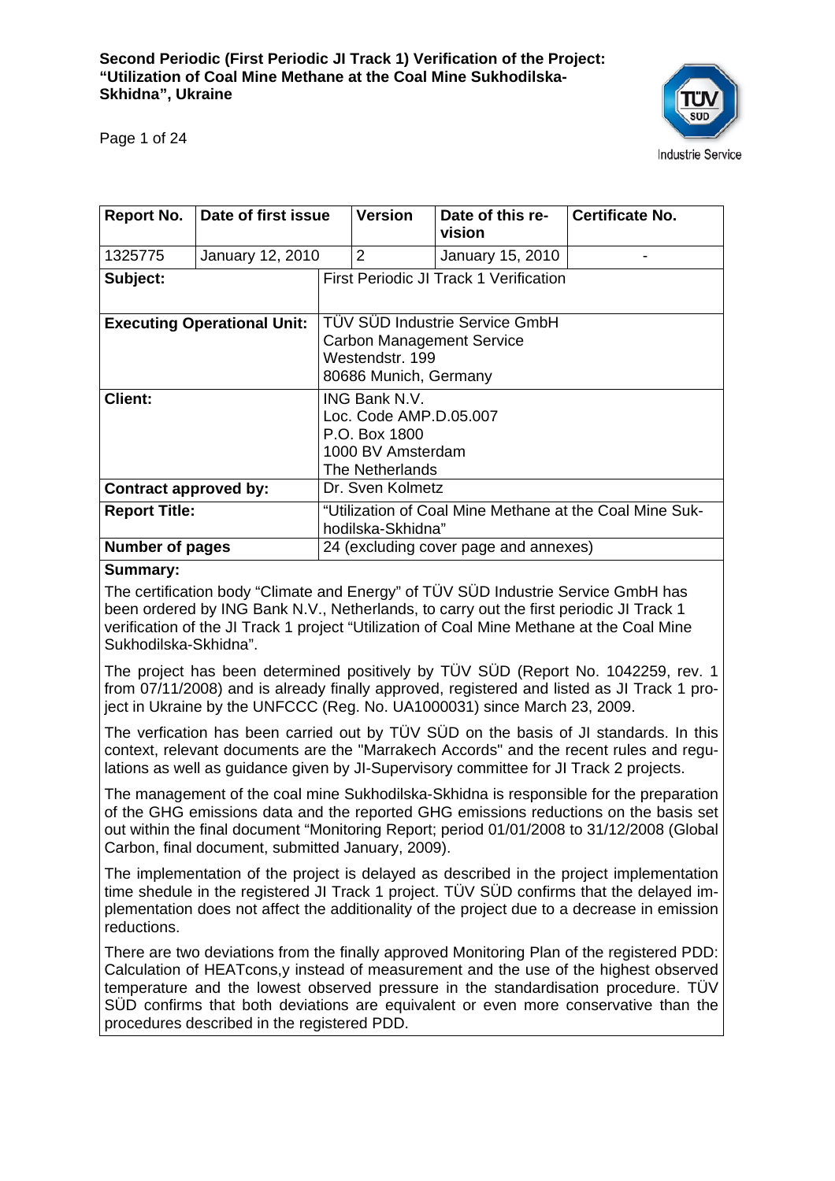| Report No. | Date of first issue | Version | Date of this revision | Certificate No. |
|---|---|---|---|---|
| 1325775 | January 12, 2010 | 2 | January 15, 2010 | - |
| **Subject:** | | First Periodic JI Track 1 Verification | | |
| **Executing Operational Unit:** | | TÜV SÜD Industrie Service GmbH<br>Carbon Management Service<br>Westendstr. 199<br>80686 Munich, Germany | | |
| **Client:** | | ING Bank N.V.<br>Loc. Code AMP.D.05.007<br>P.O. Box 1800<br>1000 BV Amsterdam<br>The Netherlands | | |
| **Contract approved by:** | | Dr. Sven Kolmetz | | |
| **Report Title:** | | "Utilization of Coal Mine Methane at the Coal Mine Sukhodilska-Skhidna" | | |
| **Number of pages** | | 24 (excluding cover page and annexes) | | |

**Summary:**

The certification body "Climate and Energy" of TÜV SÜD Industrie Service GmbH has been ordered by ING Bank N.V., Netherlands, to carry out the first periodic JI Track 1 verification of the JI Track 1 project "Utilization of Coal Mine Methane at the Coal Mine Sukhodilska-Skhidna".

The project has been determined positively by TÜV SÜD (Report No. 1042259, rev. 1 from 07/11/2008) and is already finally approved, registered and listed as JI Track 1 project in Ukraine by the UNFCCC (Reg. No. UA1000031) since March 23, 2009.

The verfication has been carried out by TÜV SÜD on the basis of JI standards. In this context, relevant documents are the "Marrakech Accords" and the recent rules and regulations as well as guidance given by JI-Supervisory committee for JI Track 2 projects.

The management of the coal mine Sukhodilska-Skhidna is responsible for the preparation of the GHG emissions data and the reported GHG emissions reductions on the basis set out within the final document "Monitoring Report; period 01/01/2008 to 31/12/2008 (Global Carbon, final document, submitted January, 2009).

The implementation of the project is delayed as described in the project implementation time shedule in the registered JI Track 1 project. TÜV SÜD confirms that the delayed implementation does not affect the additionality of the project due to a decrease in emission reductions.

There are two deviations from the finally approved Monitoring Plan of the registered PDD: Calculation of $HEAT_{cons,y}$ instead of measurement and the use of the highest observed temperature and the lowest observed pressure in the standardisation procedure. TÜV SÜD confirms that both deviations are equivalent or even more conservative than the procedures described in the registered PDD.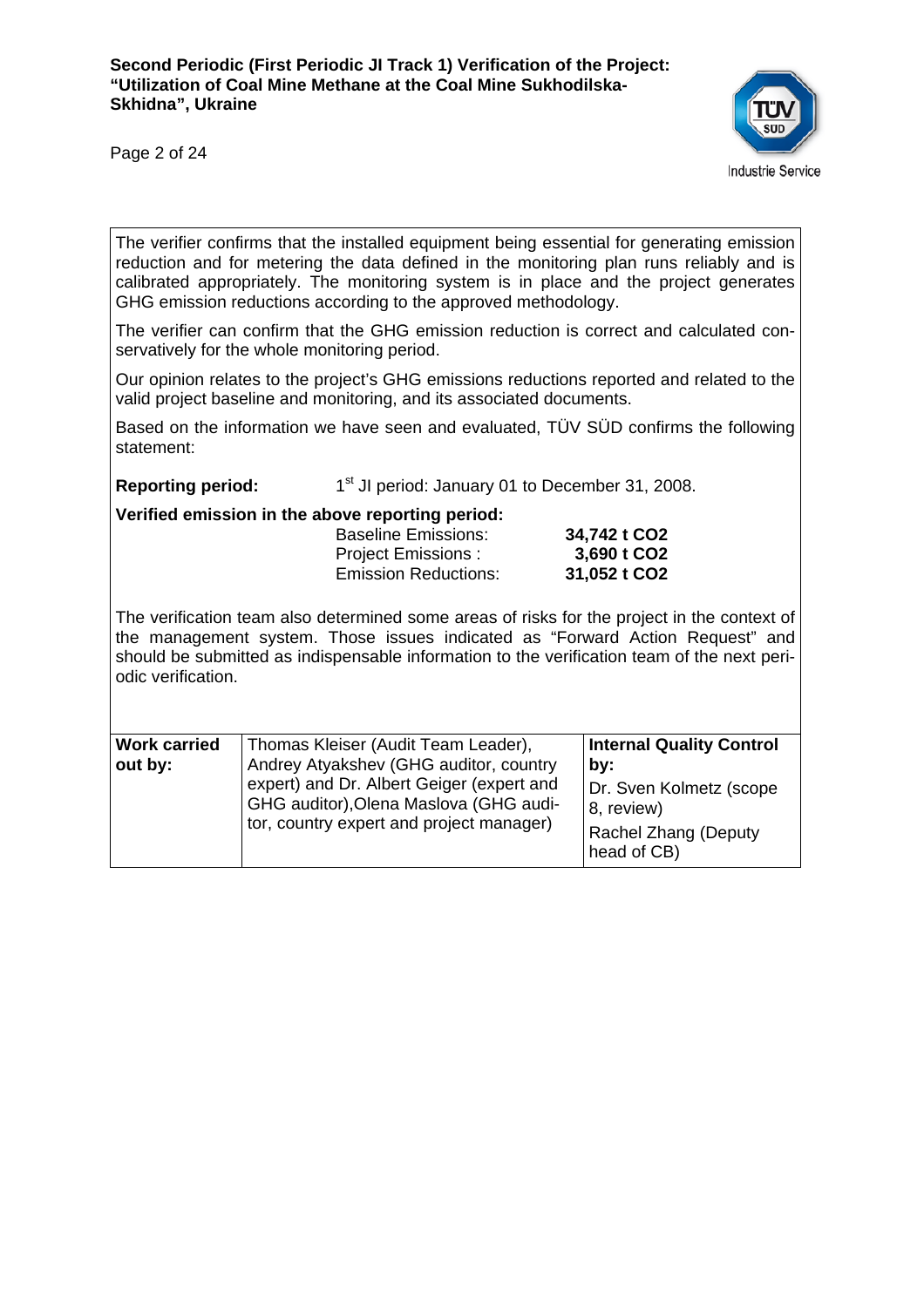The verifier confirms that the installed equipment being essential for generating emission reduction and for metering the data defined in the monitoring plan runs reliably and is calibrated appropriately. The monitoring system is in place and the project generates GHG emission reductions according to the approved methodology.

The verifier can confirm that the GHG emission reduction is correct and calculated conservatively for the whole monitoring period.

Our opinion relates to the project's GHG emissions reductions reported and related to the valid project baseline and monitoring, and its associated documents.

Based on the information we have seen and evaluated, TÜV SÜD confirms the following statement:

**Reporting period:** 1st JI period: January 01 to December 31, 2008.

**Verified emission in the above reporting period:**

| | |
|---|---|
| Baseline Emissions: | **34,742 t CO2** |
| Project Emissions : | **3,690 t CO2** |
| Emission Reductions: | **31,052 t CO2** |

The verification team also determined some areas of risks for the project in the context of the management system. Those issues indicated as "Forward Action Request" and should be submitted as indispensable information to the verification team of the next periodic verification.

| **Work carried out by:** | Thomas Kleiser (Audit Team Leader), Andrey Atyakshev (GHG auditor, country expert) and Dr. Albert Geiger (expert and GHG auditor), Olena Maslova (GHG auditor, country expert and project manager) | **Internal Quality Control by:** Dr. Sven Kolmetz (scope 8, review) Rachel Zhang (Deputy head of CB) |
|---|---|---|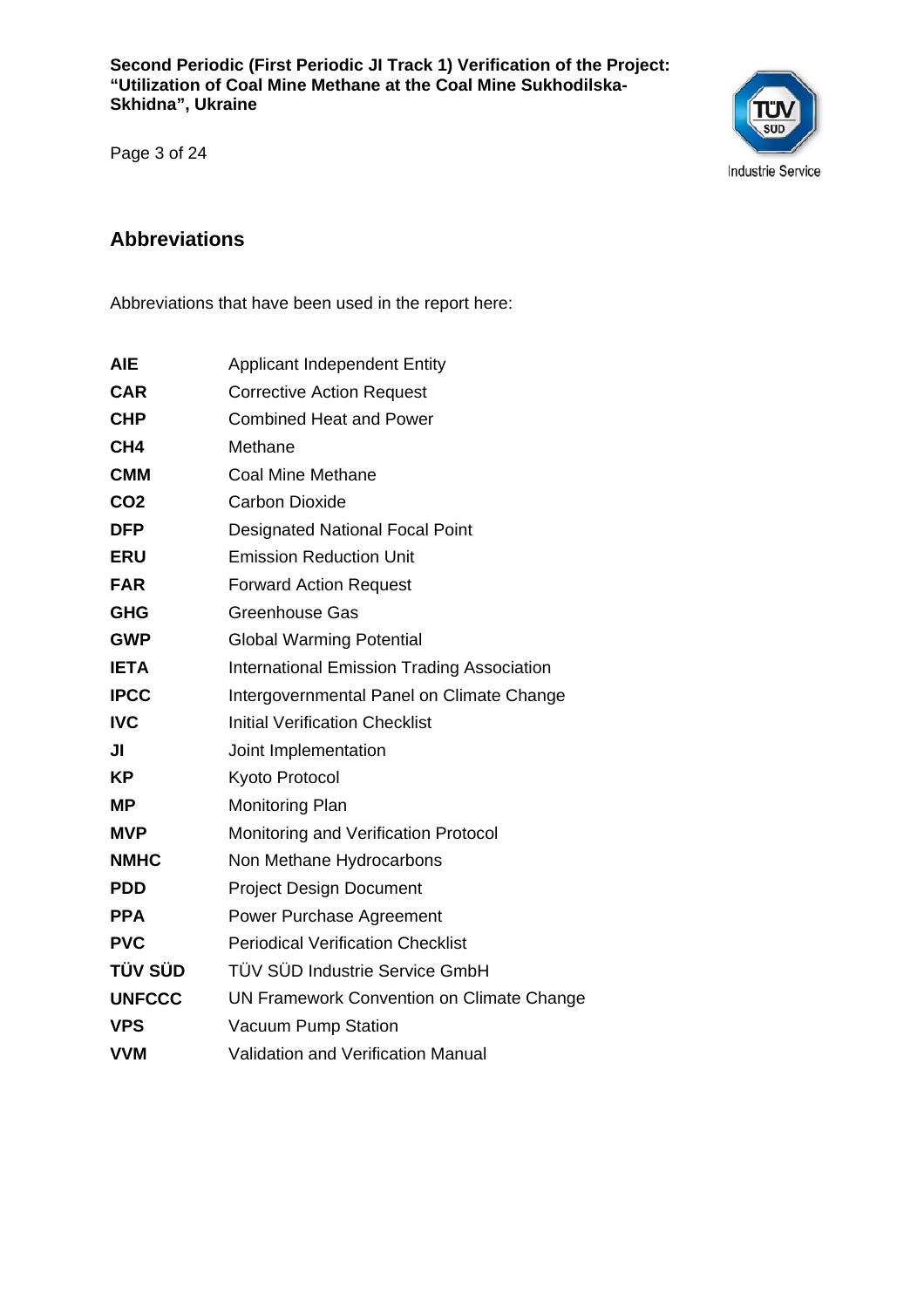## Abbreviations

Abbreviations that have been used in the report here:

| | |
|---|---|
| **AIE** | Applicant Independent Entity |
| **CAR** | Corrective Action Request |
| **CHP** | Combined Heat and Power |
| **CH4** | Methane |
| **CMM** | Coal Mine Methane |
| **CO2** | Carbon Dioxide |
| **DFP** | Designated National Focal Point |
| **ERU** | Emission Reduction Unit |
| **FAR** | Forward Action Request |
| **GHG** | Greenhouse Gas |
| **GWP** | Global Warming Potential |
| **IETA** | International Emission Trading Association |
| **IPCC** | Intergovernmental Panel on Climate Change |
| **IVC** | Initial Verification Checklist |
| **JI** | Joint Implementation |
| **KP** | Kyoto Protocol |
| **MP** | Monitoring Plan |
| **MVP** | Monitoring and Verification Protocol |
| **NMHC** | Non Methane Hydrocarbons |
| **PDD** | Project Design Document |
| **PPA** | Power Purchase Agreement |
| **PVC** | Periodical Verification Checklist |
| **TÜV SÜD** | TÜV SÜD Industrie Service GmbH |
| **UNFCCC** | UN Framework Convention on Climate Change |
| **VPS** | Vacuum Pump Station |
| **VVM** | Validation and Verification Manual |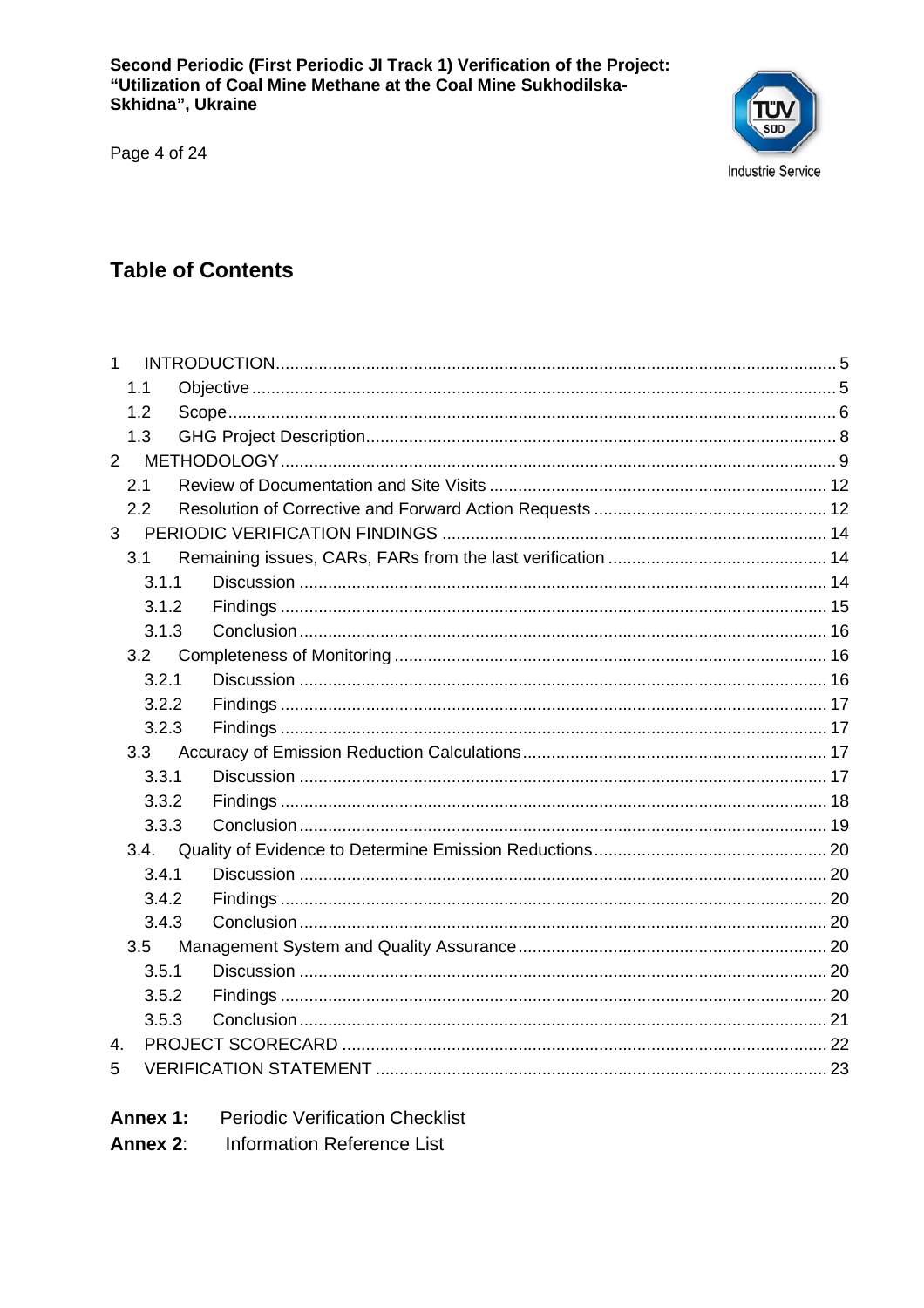## Table of Contents

1 INTRODUCTION .... 5
  1.1 Objective .... 5
  1.2 Scope .... 6
  1.3 GHG Project Description .... 8
2 METHODOLOGY .... 9
  2.1 Review of Documentation and Site Visits .... 12
  2.2 Resolution of Corrective and Forward Action Requests .... 12
3 PERIODIC VERIFICATION FINDINGS .... 14
  3.1 Remaining issues, CARs, FARs from the last verification .... 14
    3.1.1 Discussion .... 14
    3.1.2 Findings .... 15
    3.1.3 Conclusion .... 16
  3.2 Completeness of Monitoring .... 16
    3.2.1 Discussion .... 16
    3.2.2 Findings .... 17
    3.2.3 Findings .... 17
  3.3 Accuracy of Emission Reduction Calculations .... 17
    3.3.1 Discussion .... 17
    3.3.2 Findings .... 18
    3.3.3 Conclusion .... 19
  3.4. Quality of Evidence to Determine Emission Reductions .... 20
    3.4.1 Discussion .... 20
    3.4.2 Findings .... 20
    3.4.3 Conclusion .... 20
  3.5 Management System and Quality Assurance .... 20
    3.5.1 Discussion .... 20
    3.5.2 Findings .... 20
    3.5.3 Conclusion .... 21
4. PROJECT SCORECARD .... 22
5 VERIFICATION STATEMENT .... 23

**Annex 1:** Periodic Verification Checklist

**Annex 2**: Information Reference List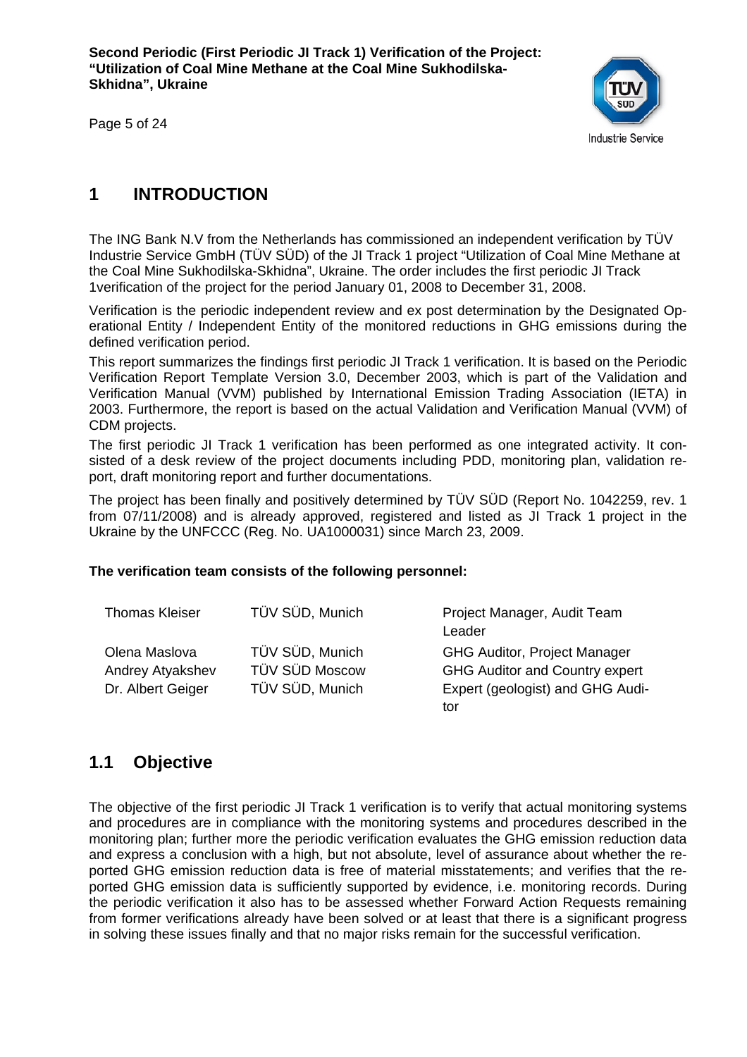# 1 INTRODUCTION

The ING Bank N.V from the Netherlands has commissioned an independent verification by TÜV Industrie Service GmbH (TÜV SÜD) of the JI Track 1 project "Utilization of Coal Mine Methane at the Coal Mine Sukhodilska-Skhidna", Ukraine. The order includes the first periodic JI Track 1verification of the project for the period January 01, 2008 to December 31, 2008.

Verification is the periodic independent review and ex post determination by the Designated Operational Entity / Independent Entity of the monitored reductions in GHG emissions during the defined verification period.

This report summarizes the findings first periodic JI Track 1 verification. It is based on the Periodic Verification Report Template Version 3.0, December 2003, which is part of the Validation and Verification Manual (VVM) published by International Emission Trading Association (IETA) in 2003. Furthermore, the report is based on the actual Validation and Verification Manual (VVM) of CDM projects.

The first periodic JI Track 1 verification has been performed as one integrated activity. It consisted of a desk review of the project documents including PDD, monitoring plan, validation report, draft monitoring report and further documentations.

The project has been finally and positively determined by TÜV SÜD (Report No. 1042259, rev. 1 from 07/11/2008) and is already approved, registered and listed as JI Track 1 project in the Ukraine by the UNFCCC (Reg. No. UA1000031) since March 23, 2009.

**The verification team consists of the following personnel:**

| | | |
|---|---|---|
| Thomas Kleiser | TÜV SÜD, Munich | Project Manager, Audit Team Leader |
| Olena Maslova | TÜV SÜD, Munich | GHG Auditor, Project Manager |
| Andrey Atyakshev | TÜV SÜD Moscow | GHG Auditor and Country expert |
| Dr. Albert Geiger | TÜV SÜD, Munich | Expert (geologist) and GHG Auditor |

## 1.1 Objective

The objective of the first periodic JI Track 1 verification is to verify that actual monitoring systems and procedures are in compliance with the monitoring systems and procedures described in the monitoring plan; further more the periodic verification evaluates the GHG emission reduction data and express a conclusion with a high, but not absolute, level of assurance about whether the reported GHG emission reduction data is free of material misstatements; and verifies that the reported GHG emission data is sufficiently supported by evidence, i.e. monitoring records. During the periodic verification it also has to be assessed whether Forward Action Requests remaining from former verifications already have been solved or at least that there is a significant progress in solving these issues finally and that no major risks remain for the successful verification.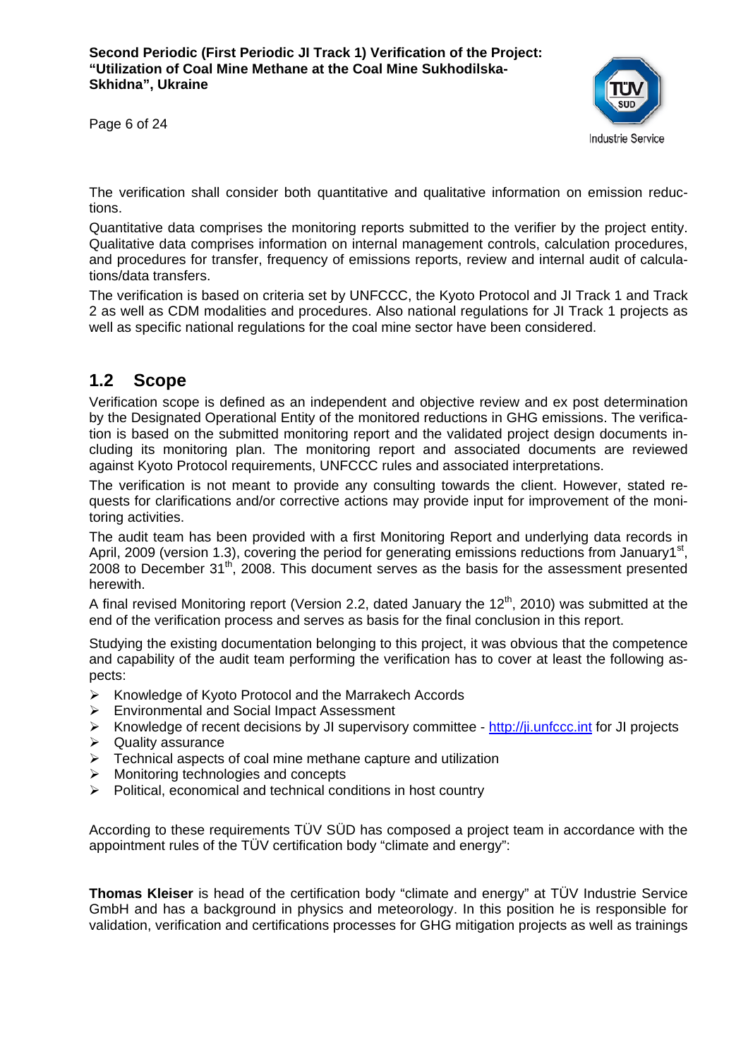The verification shall consider both quantitative and qualitative information on emission reductions.

Quantitative data comprises the monitoring reports submitted to the verifier by the project entity. Qualitative data comprises information on internal management controls, calculation procedures, and procedures for transfer, frequency of emissions reports, review and internal audit of calculations/data transfers.

The verification is based on criteria set by UNFCCC, the Kyoto Protocol and JI Track 1 and Track 2 as well as CDM modalities and procedures. Also national regulations for JI Track 1 projects as well as specific national regulations for the coal mine sector have been considered.

## 1.2 Scope

Verification scope is defined as an independent and objective review and ex post determination by the Designated Operational Entity of the monitored reductions in GHG emissions. The verification is based on the submitted monitoring report and the validated project design documents including its monitoring plan. The monitoring report and associated documents are reviewed against Kyoto Protocol requirements, UNFCCC rules and associated interpretations.

The verification is not meant to provide any consulting towards the client. However, stated requests for clarifications and/or corrective actions may provide input for improvement of the monitoring activities.

The audit team has been provided with a first Monitoring Report and underlying data records in April, 2009 (version 1.3), covering the period for generating emissions reductions from January1st, 2008 to December 31th, 2008. This document serves as the basis for the assessment presented herewith.

A final revised Monitoring report (Version 2.2, dated January the 12th, 2010) was submitted at the end of the verification process and serves as basis for the final conclusion in this report.

Studying the existing documentation belonging to this project, it was obvious that the competence and capability of the audit team performing the verification has to cover at least the following aspects:

- Knowledge of Kyoto Protocol and the Marrakech Accords
- Environmental and Social Impact Assessment
- Knowledge of recent decisions by JI supervisory committee - http://ji.unfccc.int for JI projects
- Quality assurance
- Technical aspects of coal mine methane capture and utilization
- Monitoring technologies and concepts
- Political, economical and technical conditions in host country

According to these requirements TÜV SÜD has composed a project team in accordance with the appointment rules of the TÜV certification body “climate and energy”:

**Thomas Kleiser** is head of the certification body “climate and energy” at TÜV Industrie Service GmbH and has a background in physics and meteorology. In this position he is responsible for validation, verification and certifications processes for GHG mitigation projects as well as trainings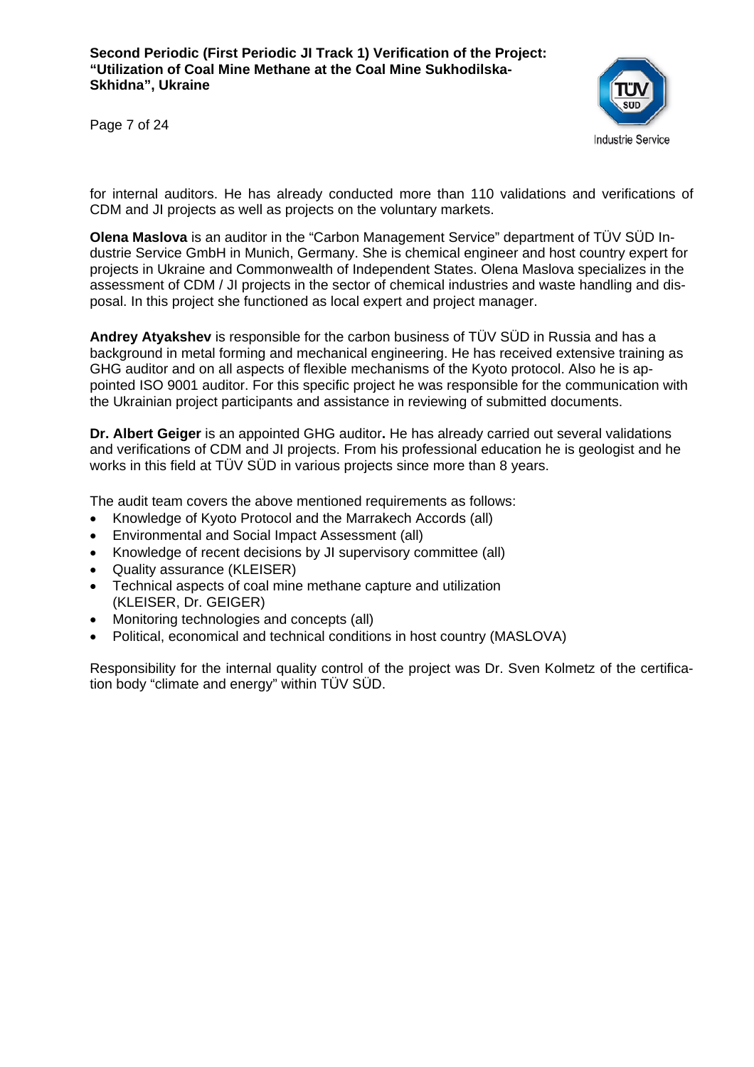for internal auditors. He has already conducted more than 110 validations and verifications of CDM and JI projects as well as projects on the voluntary markets.

**Olena Maslova** is an auditor in the "Carbon Management Service" department of TÜV SÜD Industrie Service GmbH in Munich, Germany. She is chemical engineer and host country expert for projects in Ukraine and Commonwealth of Independent States. Olena Maslova specializes in the assessment of CDM / JI projects in the sector of chemical industries and waste handling and disposal. In this project she functioned as local expert and project manager.

**Andrey Atyakshev** is responsible for the carbon business of TÜV SÜD in Russia and has a background in metal forming and mechanical engineering. He has received extensive training as GHG auditor and on all aspects of flexible mechanisms of the Kyoto protocol. Also he is appointed ISO 9001 auditor. For this specific project he was responsible for the communication with the Ukrainian project participants and assistance in reviewing of submitted documents.

**Dr. Albert Geiger** is an appointed GHG auditor**.** He has already carried out several validations and verifications of CDM and JI projects. From his professional education he is geologist and he works in this field at TÜV SÜD in various projects since more than 8 years.

The audit team covers the above mentioned requirements as follows:

- Knowledge of Kyoto Protocol and the Marrakech Accords (all)
- Environmental and Social Impact Assessment (all)
- Knowledge of recent decisions by JI supervisory committee (all)
- Quality assurance (KLEISER)
- Technical aspects of coal mine methane capture and utilization (KLEISER, Dr. GEIGER)
- Monitoring technologies and concepts (all)
- Political, economical and technical conditions in host country (MASLOVA)

Responsibility for the internal quality control of the project was Dr. Sven Kolmetz of the certification body "climate and energy" within TÜV SÜD.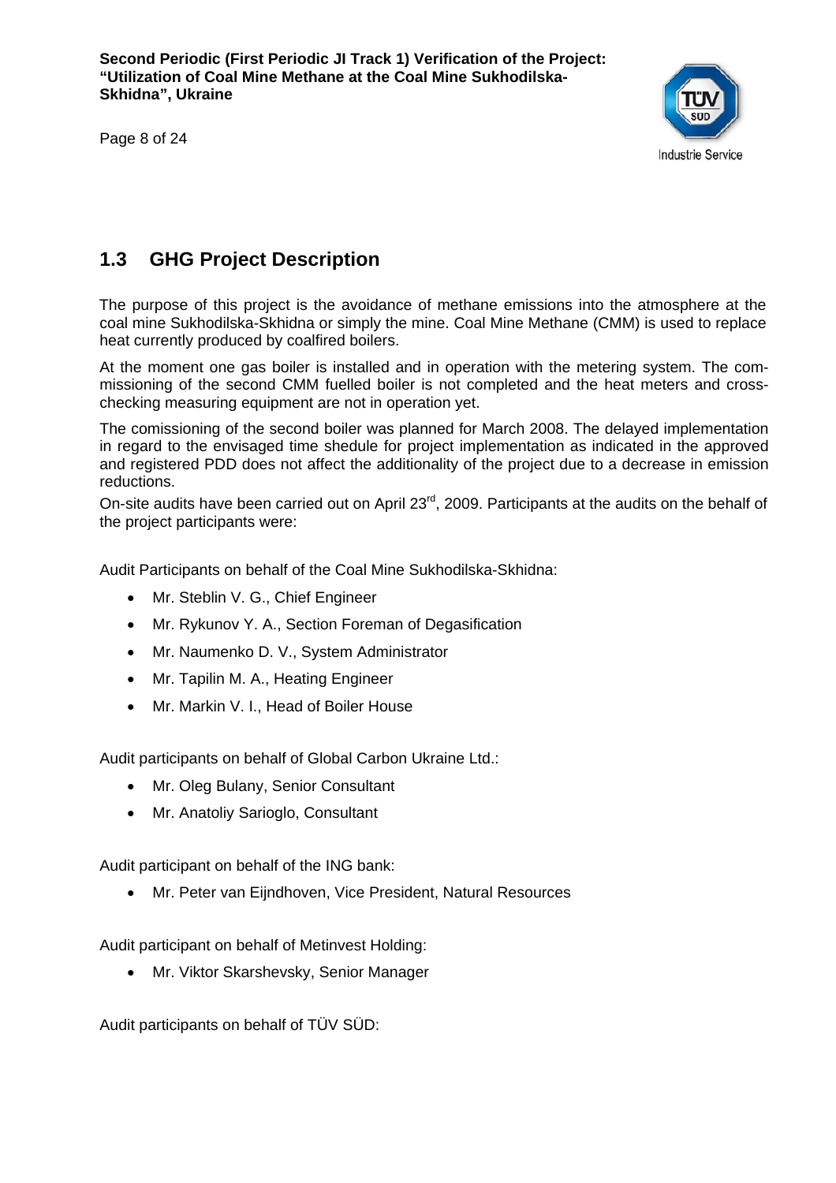## 1.3 GHG Project Description

The purpose of this project is the avoidance of methane emissions into the atmosphere at the coal mine Sukhodilska-Skhidna or simply the mine. Coal Mine Methane (CMM) is used to replace heat currently produced by coalfired boilers.

At the moment one gas boiler is installed and in operation with the metering system. The commissioning of the second CMM fuelled boiler is not completed and the heat meters and cross-checking measuring equipment are not in operation yet.

The comissioning of the second boiler was planned for March 2008. The delayed implementation in regard to the envisaged time shedule for project implementation as indicated in the approved and registered PDD does not affect the additionality of the project due to a decrease in emission reductions.

On-site audits have been carried out on April 23rd, 2009. Participants at the audits on the behalf of the project participants were:

Audit Participants on behalf of the Coal Mine Sukhodilska-Skhidna:

- Mr. Steblin V. G., Chief Engineer
- Mr. Rykunov Y. A., Section Foreman of Degasification
- Mr. Naumenko D. V., System Administrator
- Mr. Tapilin M. A., Heating Engineer
- Mr. Markin V. I., Head of Boiler House

Audit participants on behalf of Global Carbon Ukraine Ltd.:

- Mr. Oleg Bulany, Senior Consultant
- Mr. Anatoliy Sarioglo, Consultant

Audit participant on behalf of the ING bank:

- Mr. Peter van Eijndhoven, Vice President, Natural Resources

Audit participant on behalf of Metinvest Holding:

- Mr. Viktor Skarshevsky, Senior Manager

Audit participants on behalf of TÜV SÜD: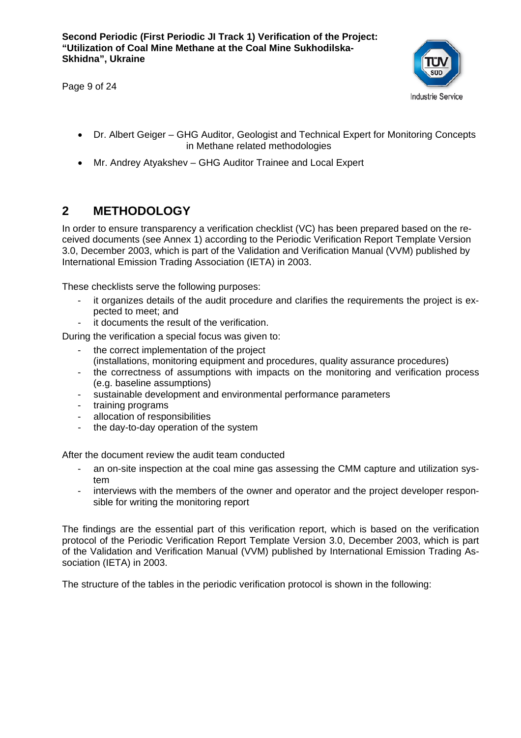- Dr. Albert Geiger – GHG Auditor, Geologist and Technical Expert for Monitoring Concepts in Methane related methodologies
- Mr. Andrey Atyakshev – GHG Auditor Trainee and Local Expert

## 2 METHODOLOGY

In order to ensure transparency a verification checklist (VC) has been prepared based on the received documents (see Annex 1) according to the Periodic Verification Report Template Version 3.0, December 2003, which is part of the Validation and Verification Manual (VVM) published by International Emission Trading Association (IETA) in 2003.

These checklists serve the following purposes:

- it organizes details of the audit procedure and clarifies the requirements the project is expected to meet; and
- it documents the result of the verification.

During the verification a special focus was given to:

- the correct implementation of the project (installations, monitoring equipment and procedures, quality assurance procedures)
- the correctness of assumptions with impacts on the monitoring and verification process (e.g. baseline assumptions)
- sustainable development and environmental performance parameters
- training programs
- allocation of responsibilities
- the day-to-day operation of the system

After the document review the audit team conducted

- an on-site inspection at the coal mine gas assessing the CMM capture and utilization system
- interviews with the members of the owner and operator and the project developer responsible for writing the monitoring report

The findings are the essential part of this verification report, which is based on the verification protocol of the Periodic Verification Report Template Version 3.0, December 2003, which is part of the Validation and Verification Manual (VVM) published by International Emission Trading Association (IETA) in 2003.

The structure of the tables in the periodic verification protocol is shown in the following: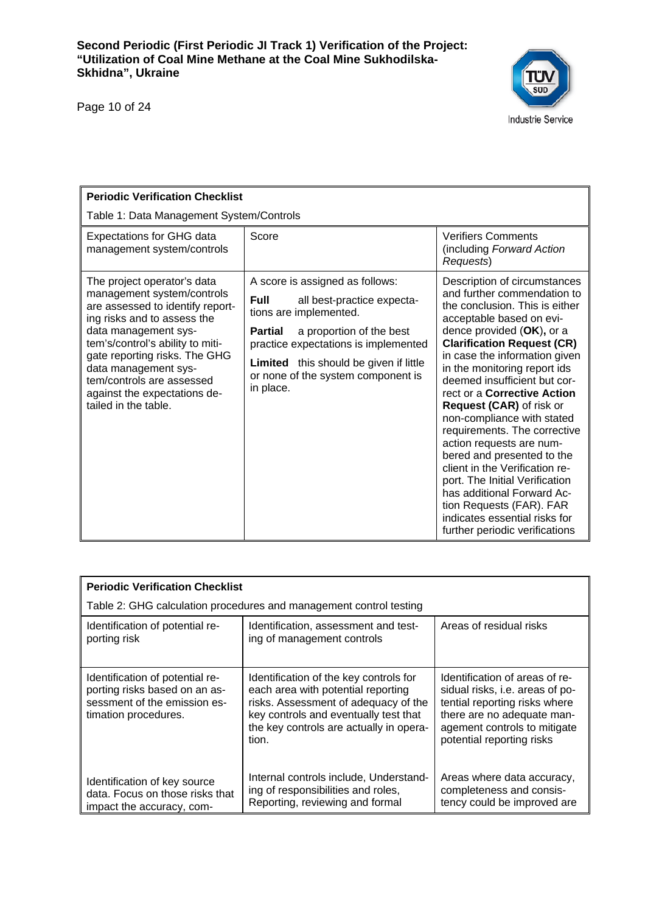| **Periodic Verification Checklist**<br>Table 1: Data Management System/Controls | | |
|---|---|---|
| Expectations for GHG data management system/controls | Score | Verifiers Comments (including *Forward Action Requests*) |
| The project operator's data management system/controls are assessed to identify reporting risks and to assess the data management system's/control's ability to mitigate reporting risks. The GHG data management system/controls are assessed against the expectations detailed in the table. | A score is assigned as follows:<br>**Full** all best-practice expectations are implemented.<br>**Partial** a proportion of the best practice expectations is implemented<br>**Limited** this should be given if little or none of the system component is in place. | Description of circumstances and further commendation to the conclusion. This is either acceptable based on evidence provided (**OK**), or a **Clarification Request (CR)** in case the information given in the monitoring report ids deemed insufficient but correct or a **Corrective Action Request (CAR)** of risk or non-compliance with stated requirements. The corrective action requests are numbered and presented to the client in the Verification report. The Initial Verification has additional Forward Action Requests (FAR). FAR indicates essential risks for further periodic verifications |

| **Periodic Verification Checklist**<br>Table 2: GHG calculation procedures and management control testing | | |
|---|---|---|
| Identification of potential reporting risk | Identification, assessment and testing of management controls | Areas of residual risks |
| Identification of potential reporting risks based on an assessment of the emission estimation procedures. | Identification of the key controls for each area with potential reporting risks. Assessment of adequacy of the key controls and eventually test that the key controls are actually in operation. | Identification of areas of residual risks, i.e. areas of potential reporting risks where there are no adequate management controls to mitigate potential reporting risks |
| Identification of key source data. Focus on those risks that impact the accuracy, com- | Internal controls include, Understanding of responsibilities and roles, Reporting, reviewing and formal | Areas where data accuracy, completeness and consistency could be improved are |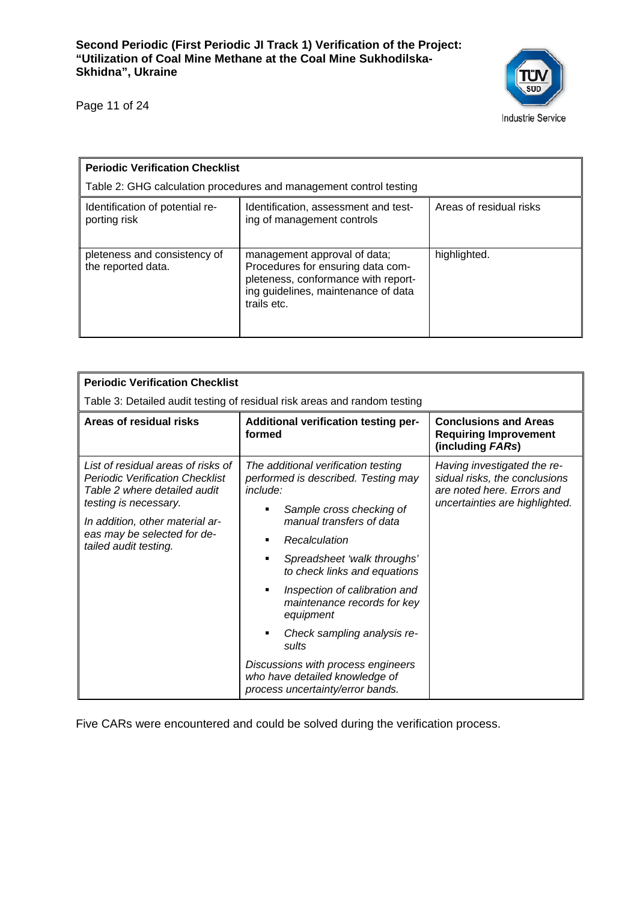| **Periodic Verification Checklist** | | |
|---|---|---|
| Table 2: GHG calculation procedures and management control testing | | |
| Identification of potential reporting risk | Identification, assessment and testing of management controls | Areas of residual risks |
| pleteness and consistency of the reported data. | management approval of data; Procedures for ensuring data completeness, conformance with reporting guidelines, maintenance of data trails etc. | highlighted. |

| **Periodic Verification Checklist** | | |
|---|---|---|
| Table 3: Detailed audit testing of residual risk areas and random testing | | |
| **Areas of residual risks** | **Additional verification testing performed** | **Conclusions and Areas Requiring Improvement (including *FARs*)** |
| *List of residual areas of risks of Periodic Verification Checklist Table 2 where detailed audit testing is necessary.*<br>*In addition, other material areas may be selected for detailed audit testing.* | *The additional verification testing performed is described. Testing may include:*<br>▪ *Sample cross checking of manual transfers of data*<br>▪ *Recalculation*<br>▪ *Spreadsheet 'walk throughs' to check links and equations*<br>▪ *Inspection of calibration and maintenance records for key equipment*<br>▪ *Check sampling analysis results*<br>*Discussions with process engineers who have detailed knowledge of process uncertainty/error bands.* | *Having investigated the residual risks, the conclusions are noted here. Errors and uncertainties are highlighted.* |

Five CARs were encountered and could be solved during the verification process.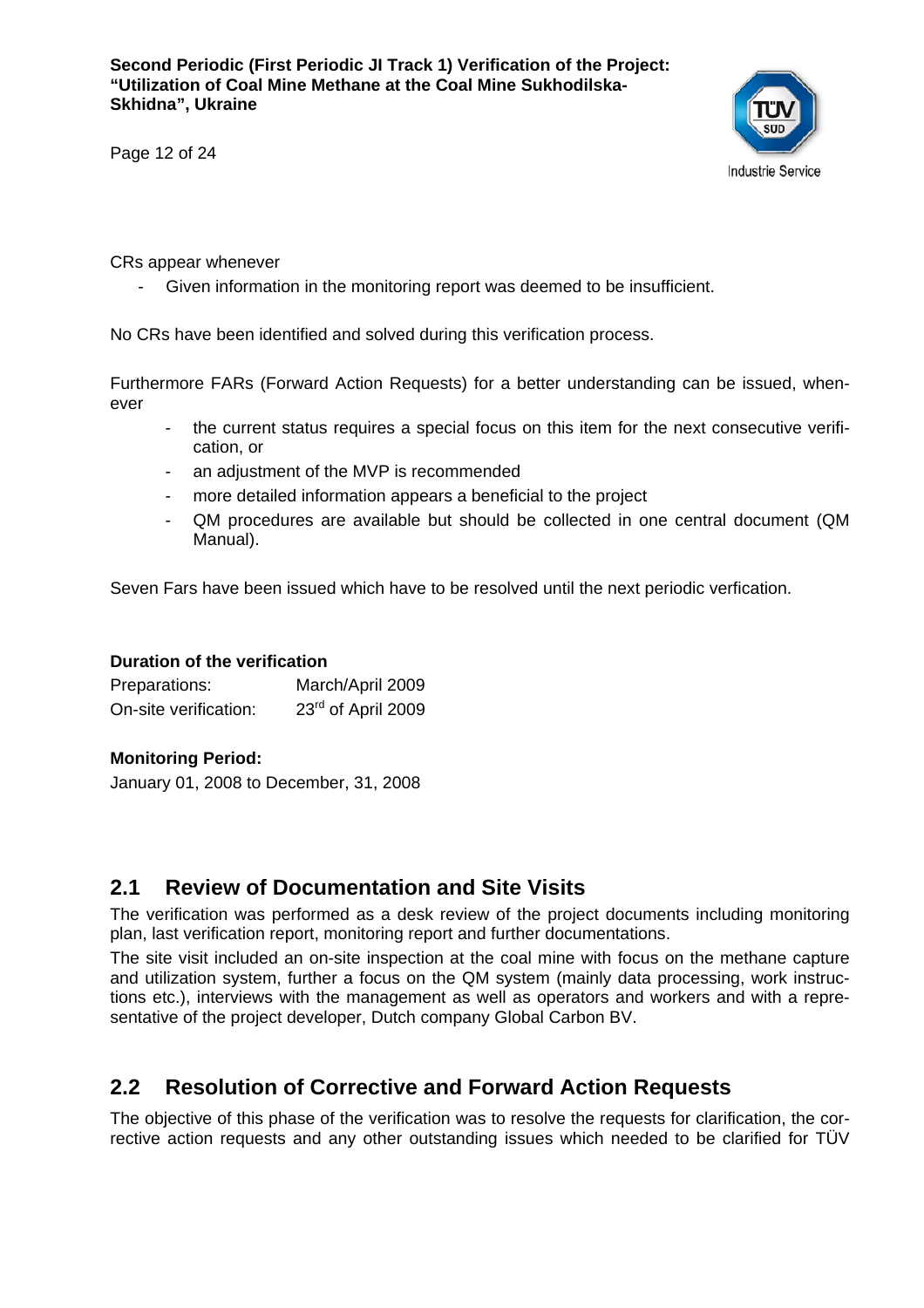CRs appear whenever

- Given information in the monitoring report was deemed to be insufficient.

No CRs have been identified and solved during this verification process.

Furthermore FARs (Forward Action Requests) for a better understanding can be issued, whenever

- the current status requires a special focus on this item for the next consecutive verification, or
- an adjustment of the MVP is recommended
- more detailed information appears a beneficial to the project
- QM procedures are available but should be collected in one central document (QM Manual).

Seven Fars have been issued which have to be resolved until the next periodic verfication.

**Duration of the verification**

| | |
|---|---|
| Preparations: | March/April 2009 |
| On-site verification: | 23rd of April 2009 |

**Monitoring Period:**

January 01, 2008 to December, 31, 2008

## 2.1 Review of Documentation and Site Visits

The verification was performed as a desk review of the project documents including monitoring plan, last verification report, monitoring report and further documentations.

The site visit included an on-site inspection at the coal mine with focus on the methane capture and utilization system, further a focus on the QM system (mainly data processing, work instructions etc.), interviews with the management as well as operators and workers and with a representative of the project developer, Dutch company Global Carbon BV.

## 2.2 Resolution of Corrective and Forward Action Requests

The objective of this phase of the verification was to resolve the requests for clarification, the corrective action requests and any other outstanding issues which needed to be clarified for TÜV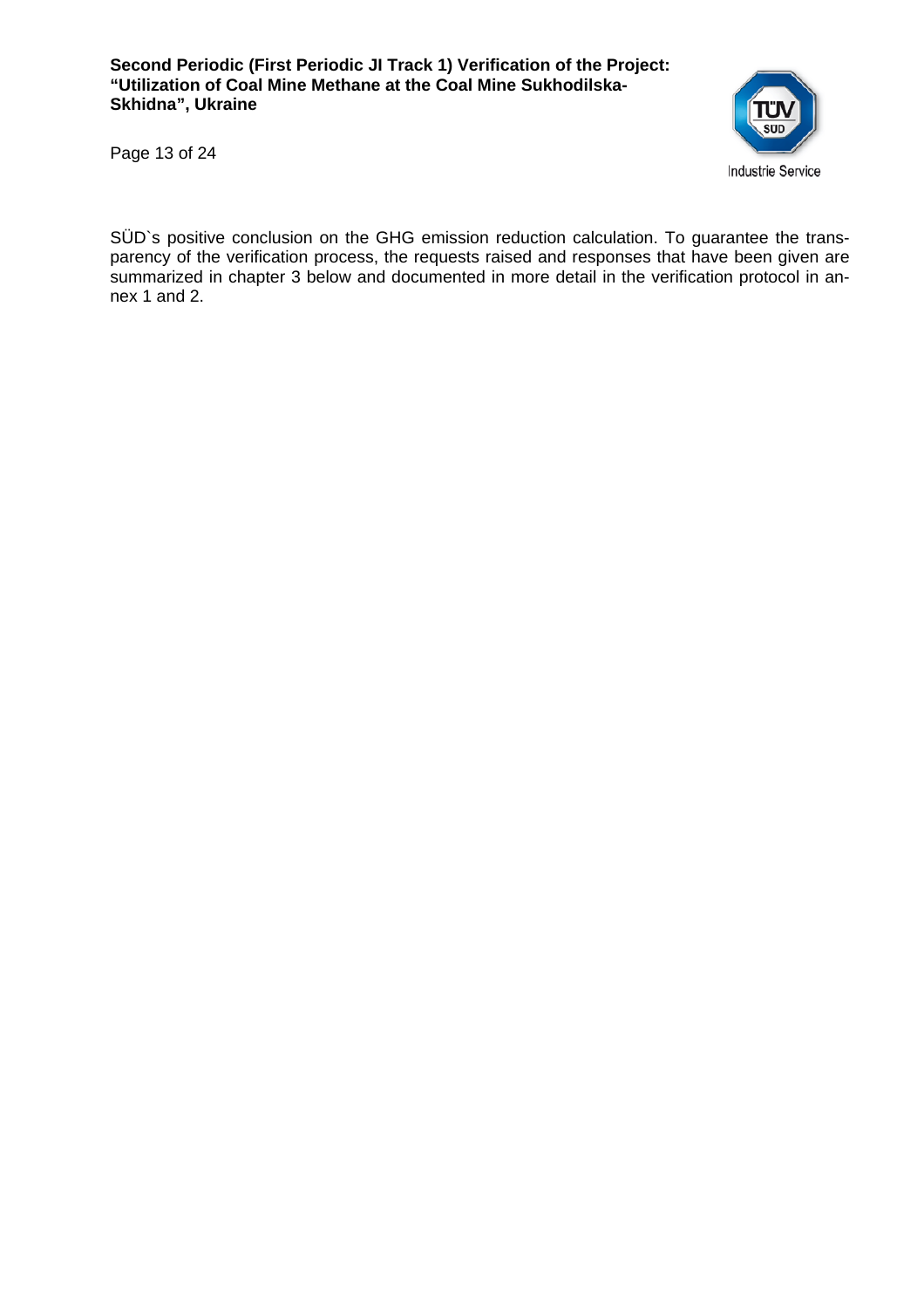SÜD`s positive conclusion on the GHG emission reduction calculation. To guarantee the transparency of the verification process, the requests raised and responses that have been given are summarized in chapter 3 below and documented in more detail in the verification protocol in annex 1 and 2.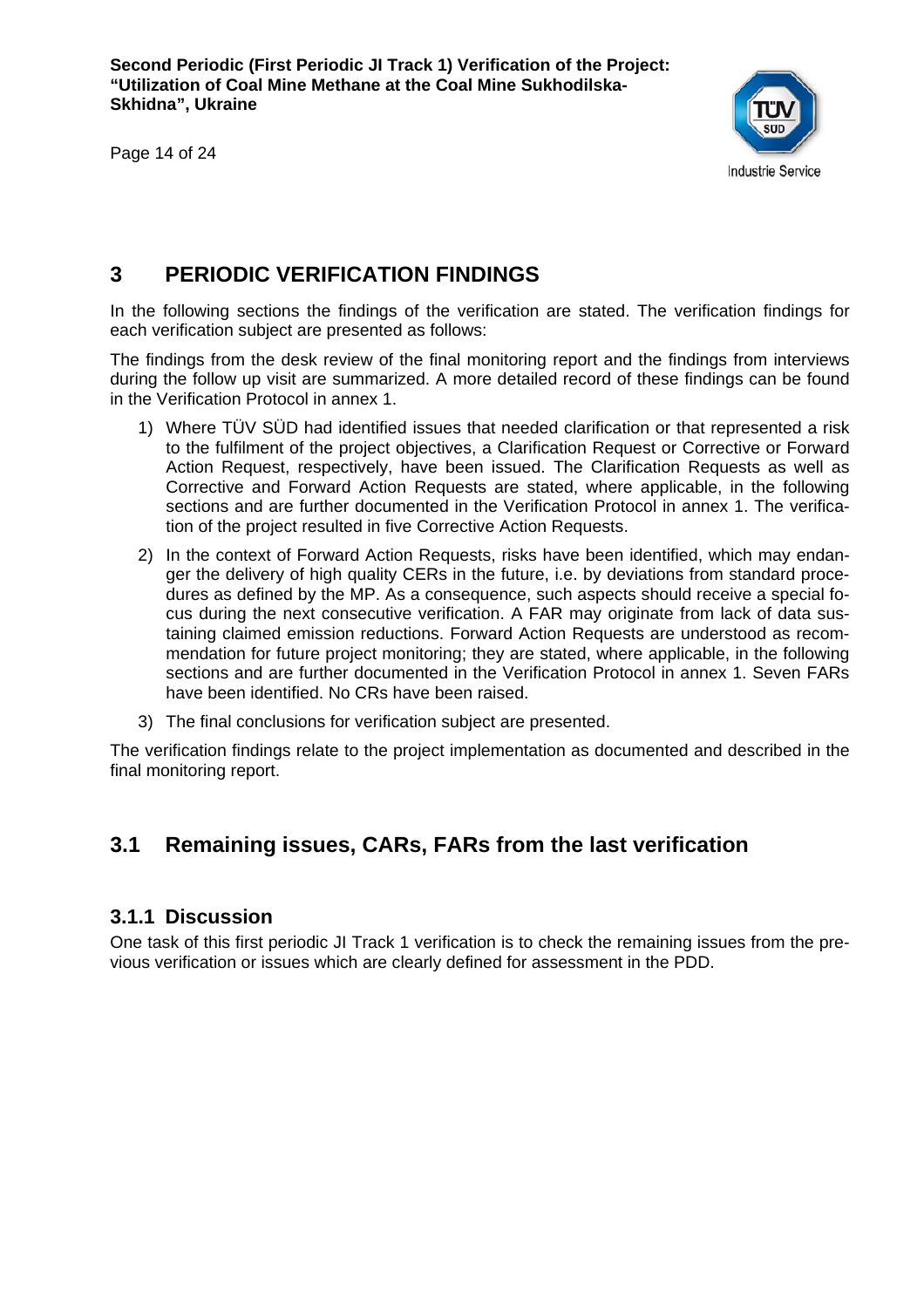# 3 PERIODIC VERIFICATION FINDINGS

In the following sections the findings of the verification are stated. The verification findings for each verification subject are presented as follows:

The findings from the desk review of the final monitoring report and the findings from interviews during the follow up visit are summarized. A more detailed record of these findings can be found in the Verification Protocol in annex 1.

1) Where TÜV SÜD had identified issues that needed clarification or that represented a risk to the fulfilment of the project objectives, a Clarification Request or Corrective or Forward Action Request, respectively, have been issued. The Clarification Requests as well as Corrective and Forward Action Requests are stated, where applicable, in the following sections and are further documented in the Verification Protocol in annex 1. The verification of the project resulted in five Corrective Action Requests.
2) In the context of Forward Action Requests, risks have been identified, which may endanger the delivery of high quality CERs in the future, i.e. by deviations from standard procedures as defined by the MP. As a consequence, such aspects should receive a special focus during the next consecutive verification. A FAR may originate from lack of data sustaining claimed emission reductions. Forward Action Requests are understood as recommendation for future project monitoring; they are stated, where applicable, in the following sections and are further documented in the Verification Protocol in annex 1. Seven FARs have been identified. No CRs have been raised.
3) The final conclusions for verification subject are presented.

The verification findings relate to the project implementation as documented and described in the final monitoring report.

## 3.1 Remaining issues, CARs, FARs from the last verification

### 3.1.1 Discussion

One task of this first periodic JI Track 1 verification is to check the remaining issues from the previous verification or issues which are clearly defined for assessment in the PDD.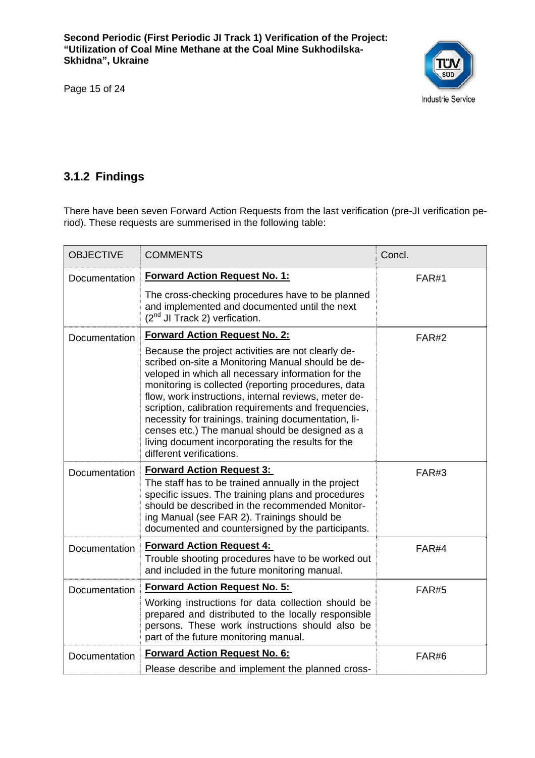### 3.1.2 Findings

There have been seven Forward Action Requests from the last verification (pre-JI verification period). These requests are summerised in the following table:

| OBJECTIVE | COMMENTS | Concl. |
|---|---|---|
| Documentation | **Forward Action Request No. 1:**<br><br>The cross-checking procedures have to be planned and implemented and documented until the next (2nd JI Track 2) verfication. | FAR#1 |
| Documentation | **Forward Action Request No. 2:**<br><br>Because the project activities are not clearly described on-site a Monitoring Manual should be developed in which all necessary information for the monitoring is collected (reporting procedures, data flow, work instructions, internal reviews, meter description, calibration requirements and frequencies, necessity for trainings, training documentation, licenses etc.) The manual should be designed as a living document incorporating the results for the different verifications. | FAR#2 |
| Documentation | **Forward Action Request 3:**<br>The staff has to be trained annually in the project specific issues. The training plans and procedures should be described in the recommended Monitoring Manual (see FAR 2). Trainings should be documented and countersigned by the participants. | FAR#3 |
| Documentation | **Forward Action Request 4:**<br>Trouble shooting procedures have to be worked out and included in the future monitoring manual. | FAR#4 |
| Documentation | **Forward Action Request No. 5:**<br><br>Working instructions for data collection should be prepared and distributed to the locally responsible persons. These work instructions should also be part of the future monitoring manual. | FAR#5 |
| Documentation | **Forward Action Request No. 6:**<br><br>Please describe and implement the planned cross- | FAR#6 |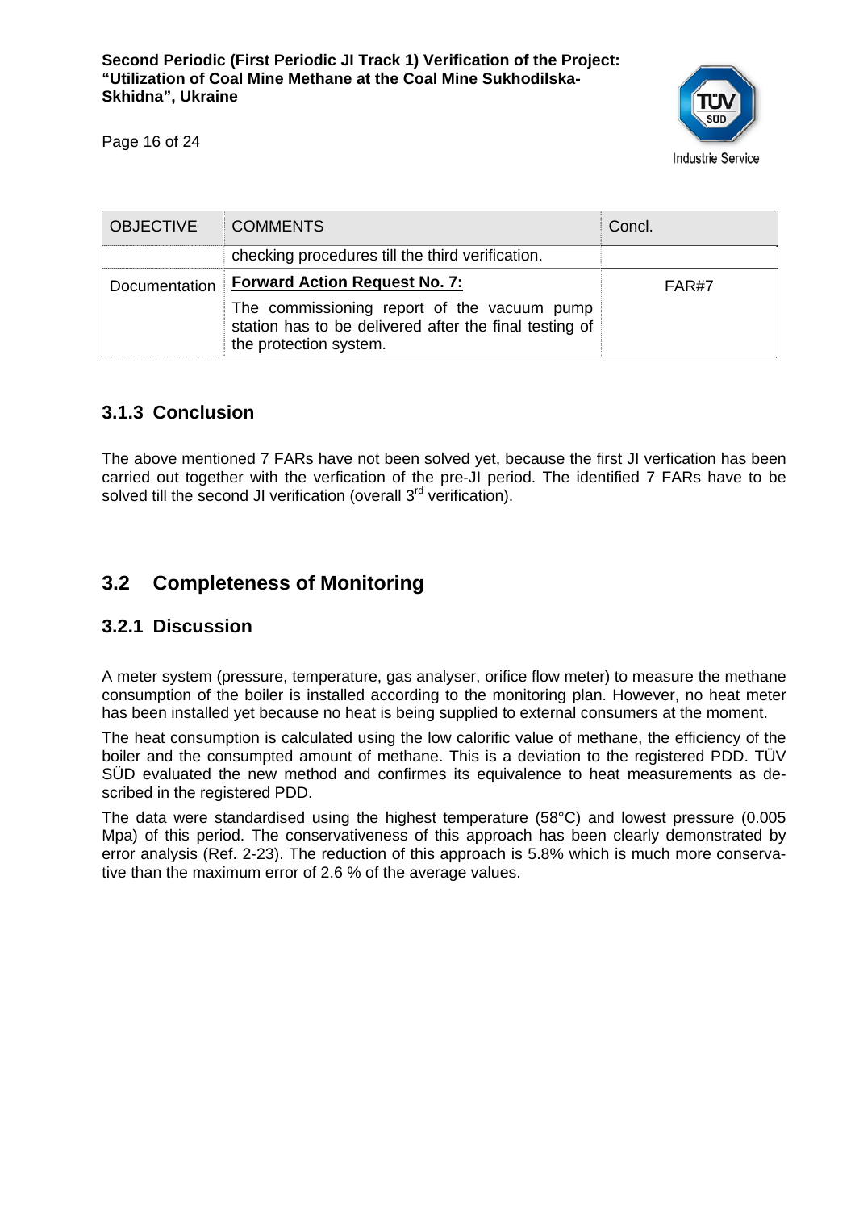| OBJECTIVE | COMMENTS | Concl. |
|---|---|---|
| | checking procedures till the third verification. | |
| Documentation | **Forward Action Request No. 7:** The commissioning report of the vacuum pump station has to be delivered after the final testing of the protection system. | FAR#7 |

### 3.1.3 Conclusion

The above mentioned 7 FARs have not been solved yet, because the first JI verfication has been carried out together with the verfication of the pre-JI period. The identified 7 FARs have to be solved till the second JI verification (overall 3$^{rd}$ verification).

## 3.2 Completeness of Monitoring

### 3.2.1 Discussion

A meter system (pressure, temperature, gas analyser, orifice flow meter) to measure the methane consumption of the boiler is installed according to the monitoring plan. However, no heat meter has been installed yet because no heat is being supplied to external consumers at the moment.

The heat consumption is calculated using the low calorific value of methane, the efficiency of the boiler and the consumpted amount of methane. This is a deviation to the registered PDD. TÜV SÜD evaluated the new method and confirmes its equivalence to heat measurements as described in the registered PDD.

The data were standardised using the highest temperature (58°C) and lowest pressure (0.005 Mpa) of this period. The conservativeness of this approach has been clearly demonstrated by error analysis (Ref. 2-23). The reduction of this approach is 5.8% which is much more conservative than the maximum error of 2.6 % of the average values.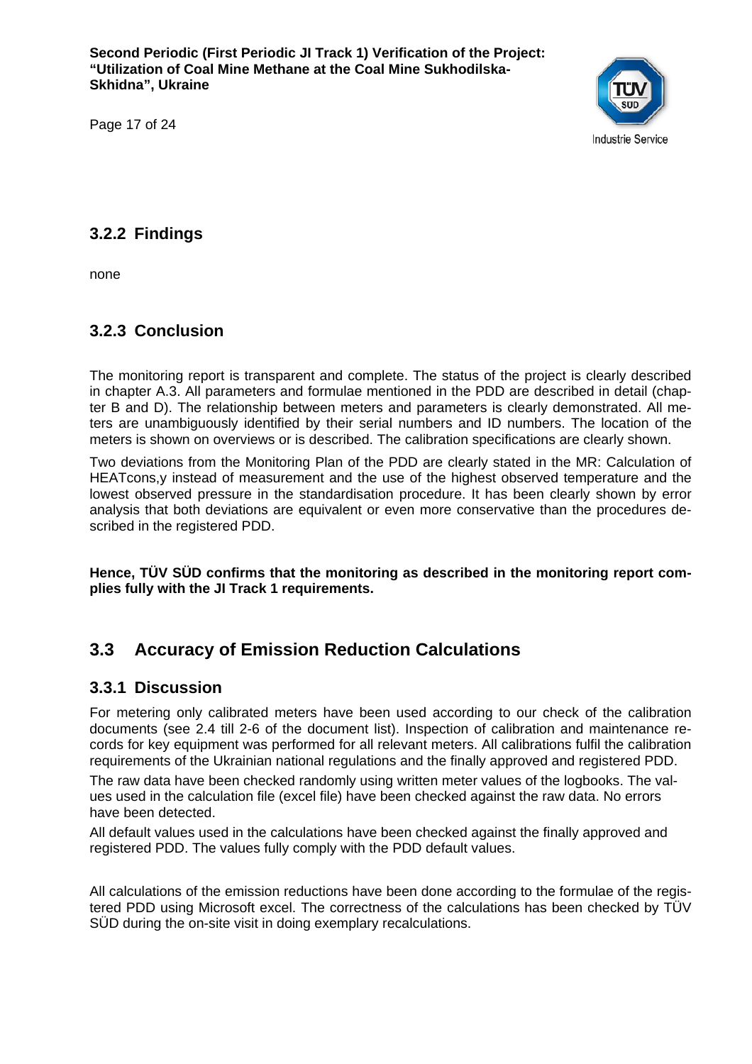### 3.2.2 Findings

none

### 3.2.3 Conclusion

The monitoring report is transparent and complete. The status of the project is clearly described in chapter A.3. All parameters and formulae mentioned in the PDD are described in detail (chapter B and D). The relationship between meters and parameters is clearly demonstrated. All meters are unambiguously identified by their serial numbers and ID numbers. The location of the meters is shown on overviews or is described. The calibration specifications are clearly shown.

Two deviations from the Monitoring Plan of the PDD are clearly stated in the MR: Calculation of $HEAT_{cons,y}$ instead of measurement and the use of the highest observed temperature and the lowest observed pressure in the standardisation procedure. It has been clearly shown by error analysis that both deviations are equivalent or even more conservative than the procedures described in the registered PDD.

**Hence, TÜV SÜD confirms that the monitoring as described in the monitoring report complies fully with the JI Track 1 requirements.**

## 3.3 Accuracy of Emission Reduction Calculations

### 3.3.1 Discussion

For metering only calibrated meters have been used according to our check of the calibration documents (see 2.4 till 2-6 of the document list). Inspection of calibration and maintenance records for key equipment was performed for all relevant meters. All calibrations fulfil the calibration requirements of the Ukrainian national regulations and the finally approved and registered PDD.

The raw data have been checked randomly using written meter values of the logbooks. The values used in the calculation file (excel file) have been checked against the raw data. No errors have been detected.

All default values used in the calculations have been checked against the finally approved and registered PDD. The values fully comply with the PDD default values.

All calculations of the emission reductions have been done according to the formulae of the registered PDD using Microsoft excel. The correctness of the calculations has been checked by TÜV SÜD during the on-site visit in doing exemplary recalculations.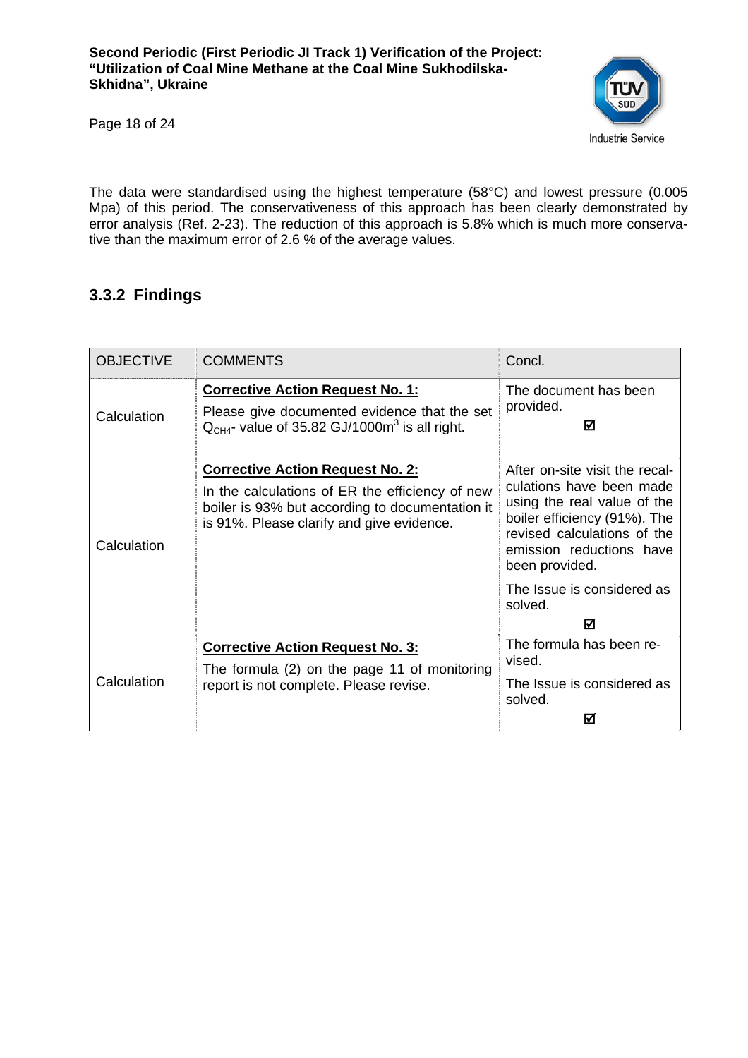The data were standardised using the highest temperature (58°C) and lowest pressure (0.005 Mpa) of this period. The conservativeness of this approach has been clearly demonstrated by error analysis (Ref. 2-23). The reduction of this approach is 5.8% which is much more conservative than the maximum error of 2.6 % of the average values.

### 3.3.2 Findings

| OBJECTIVE | COMMENTS | Concl. |
|---|---|---|
| Calculation | **<u>Corrective Action Request No. 1:</u>**<br>Please give documented evidence that the set $Q_{CH4}$- value of 35.82 GJ/1000m$^3$ is all right. | The document has been provided.<br>☑ |
| Calculation | **<u>Corrective Action Request No. 2:</u>**<br>In the calculations of ER the efficiency of new boiler is 93% but according to documentation it is 91%. Please clarify and give evidence. | After on-site visit the recalculations have been made using the real value of the boiler efficiency (91%). The revised calculations of the emission reductions have been provided.<br>The Issue is considered as solved.<br>☑ |
| Calculation | **<u>Corrective Action Request No. 3:</u>**<br>The formula (2) on the page 11 of monitoring report is not complete. Please revise. | The formula has been revised.<br>The Issue is considered as solved.<br>☑ |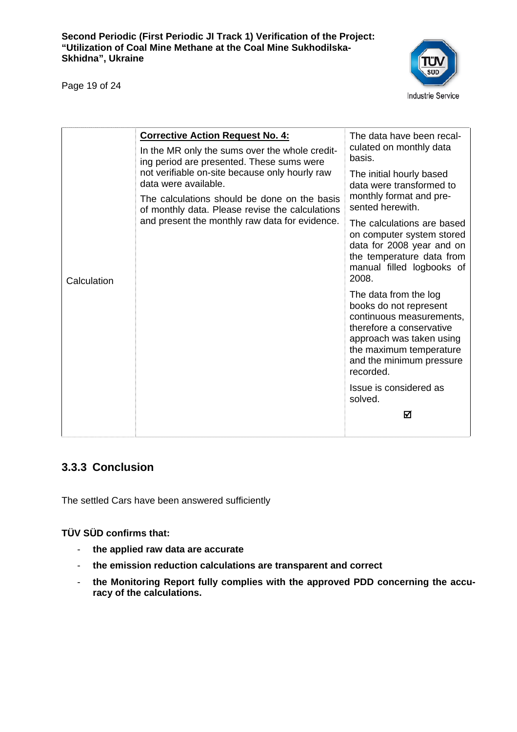| Calculation | **Corrective Action Request No. 4:**<br><br>In the MR only the sums over the whole crediting period are presented. These sums were not verifiable on-site because only hourly raw data were available.<br><br>The calculations should be done on the basis of monthly data. Please revise the calculations and present the monthly raw data for evidence. | The data have been recalculated on monthly data basis.<br><br>The initial hourly based data were transformed to monthly format and presented herewith.<br><br>The calculations are based on computer system stored data for 2008 year and on the temperature data from manual filled logbooks of 2008.<br><br>The data from the log books do not represent continuous measurements, therefore a conservative approach was taken using the maximum temperature and the minimum pressure recorded.<br><br>Issue is considered as solved.<br><br>☑ |
|---|---|---|

### 3.3.3 Conclusion

The settled Cars have been answered sufficiently

**TÜV SÜD confirms that:**

- **the applied raw data are accurate**
- **the emission reduction calculations are transparent and correct**
- **the Monitoring Report fully complies with the approved PDD concerning the accuracy of the calculations.**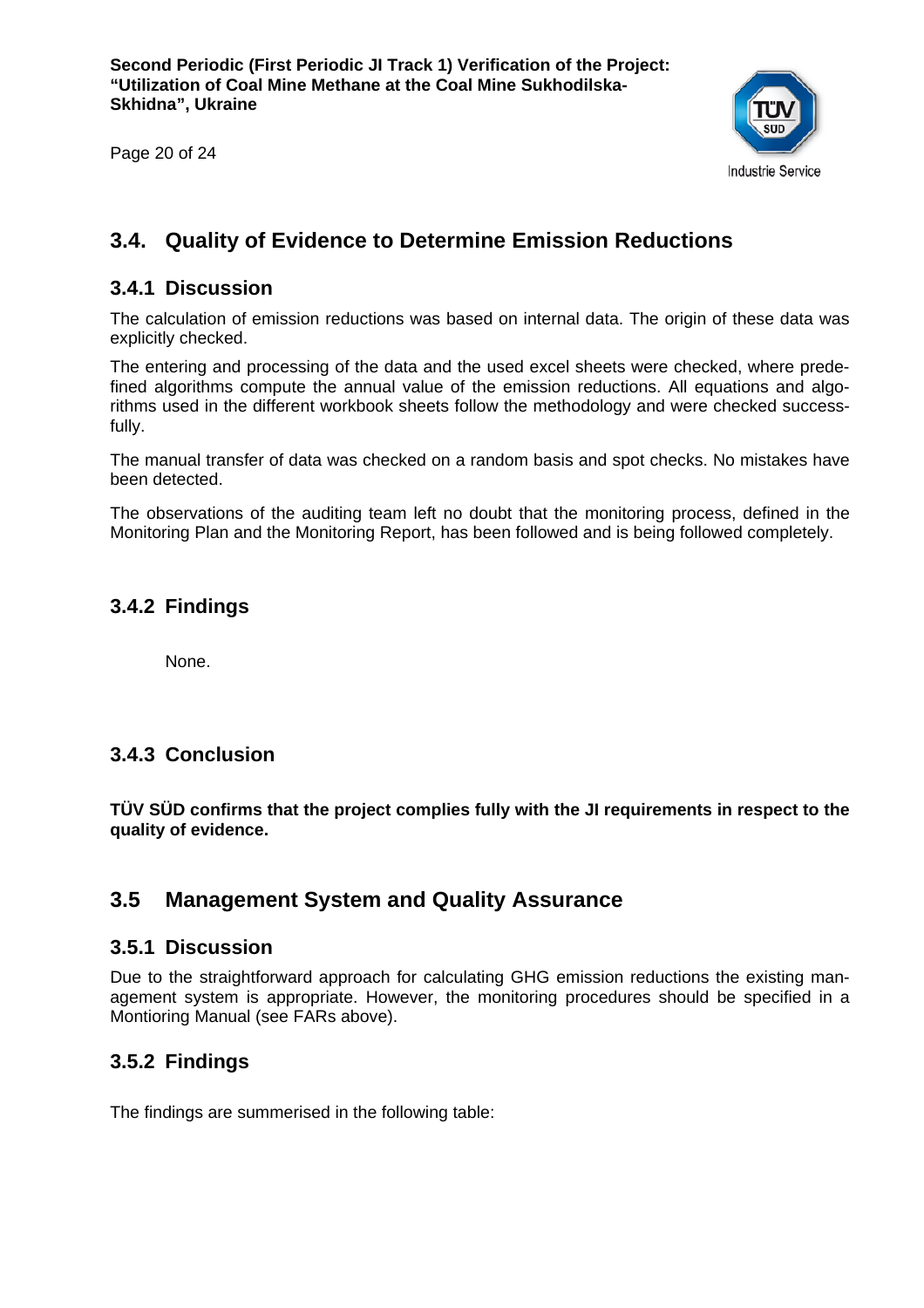## 3.4. Quality of Evidence to Determine Emission Reductions

### 3.4.1 Discussion

The calculation of emission reductions was based on internal data. The origin of these data was explicitly checked.

The entering and processing of the data and the used excel sheets were checked, where predefined algorithms compute the annual value of the emission reductions. All equations and algorithms used in the different workbook sheets follow the methodology and were checked successfully.

The manual transfer of data was checked on a random basis and spot checks. No mistakes have been detected.

The observations of the auditing team left no doubt that the monitoring process, defined in the Monitoring Plan and the Monitoring Report, has been followed and is being followed completely.

### 3.4.2 Findings

None.

### 3.4.3 Conclusion

**TÜV SÜD confirms that the project complies fully with the JI requirements in respect to the quality of evidence.**

## 3.5 Management System and Quality Assurance

### 3.5.1 Discussion

Due to the straightforward approach for calculating GHG emission reductions the existing management system is appropriate. However, the monitoring procedures should be specified in a Montioring Manual (see FARs above).

### 3.5.2 Findings

The findings are summerised in the following table: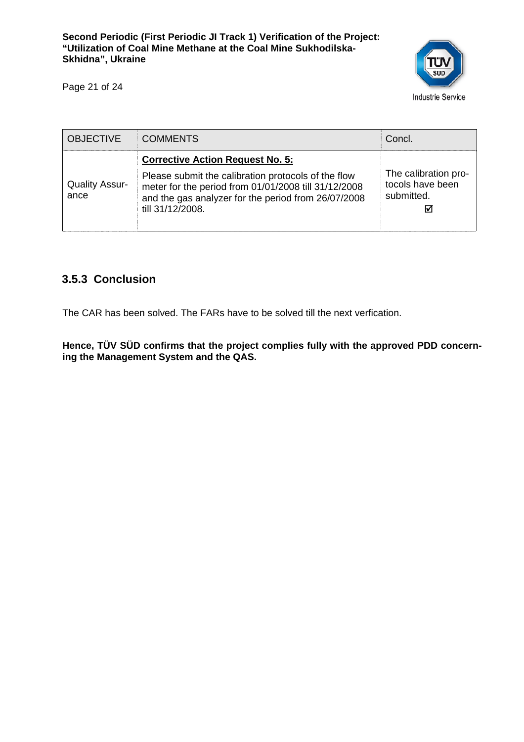| OBJECTIVE | COMMENTS | Concl. |
|---|---|---|
| Quality Assurance | **Corrective Action Request No. 5:** Please submit the calibration protocols of the flow meter for the period from 01/01/2008 till 31/12/2008 and the gas analyzer for the period from 26/07/2008 till 31/12/2008. | The calibration protocols have been submitted. ☑ |

### 3.5.3 Conclusion

The CAR has been solved. The FARs have to be solved till the next verfication.

**Hence, TÜV SÜD confirms that the project complies fully with the approved PDD concerning the Management System and the QAS.**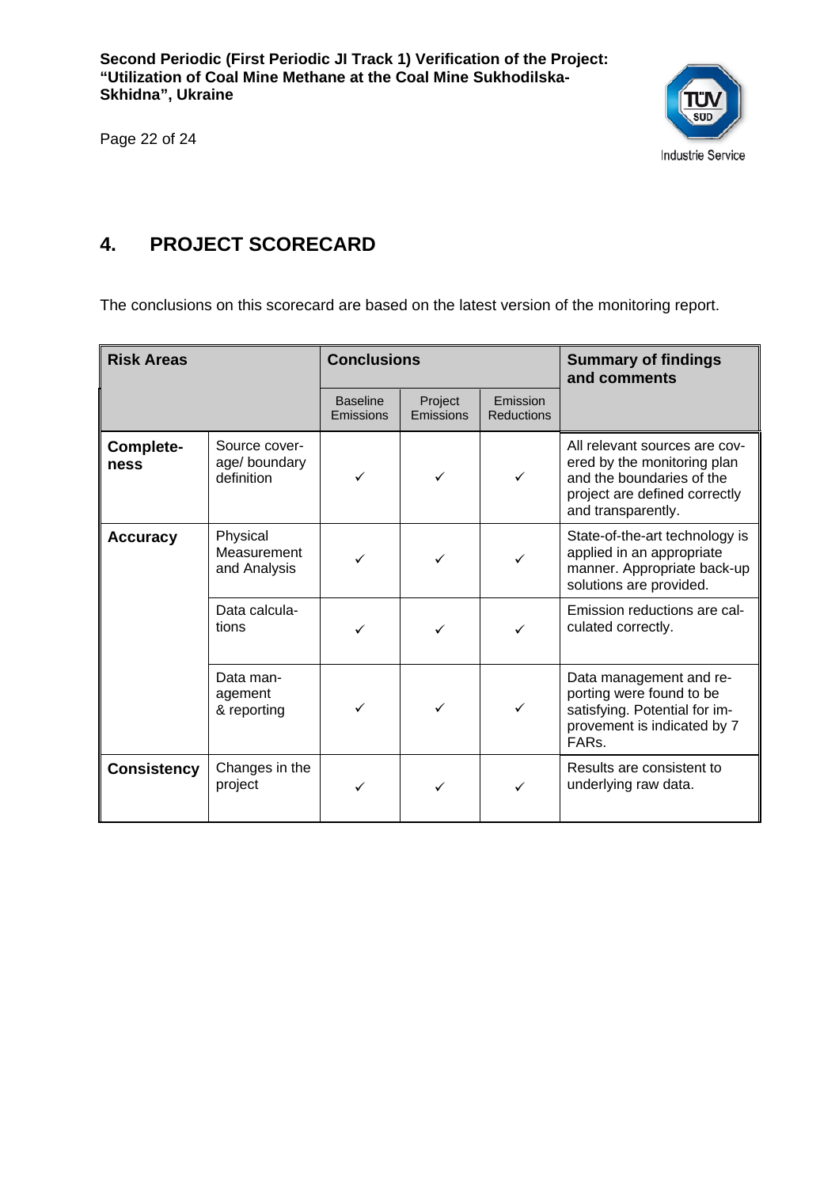## 4. PROJECT SCORECARD

The conclusions on this scorecard are based on the latest version of the monitoring report.

| Risk Areas | | Conclusions | | | Summary of findings and comments |
|---|---|---|---|---|---|
| | | Baseline Emissions | Project Emissions | Emission Reductions | |
| **Completeness** | Source coverage/ boundary definition | ✓ | ✓ | ✓ | All relevant sources are covered by the monitoring plan and the boundaries of the project are defined correctly and transparently. |
| **Accuracy** | Physical Measurement and Analysis | ✓ | ✓ | ✓ | State-of-the-art technology is applied in an appropriate manner. Appropriate back-up solutions are provided. |
| | Data calculations | ✓ | ✓ | ✓ | Emission reductions are calculated correctly. |
| | Data management & reporting | ✓ | ✓ | ✓ | Data management and reporting were found to be satisfying. Potential for improvement is indicated by 7 FARs. |
| **Consistency** | Changes in the project | ✓ | ✓ | ✓ | Results are consistent to underlying raw data. |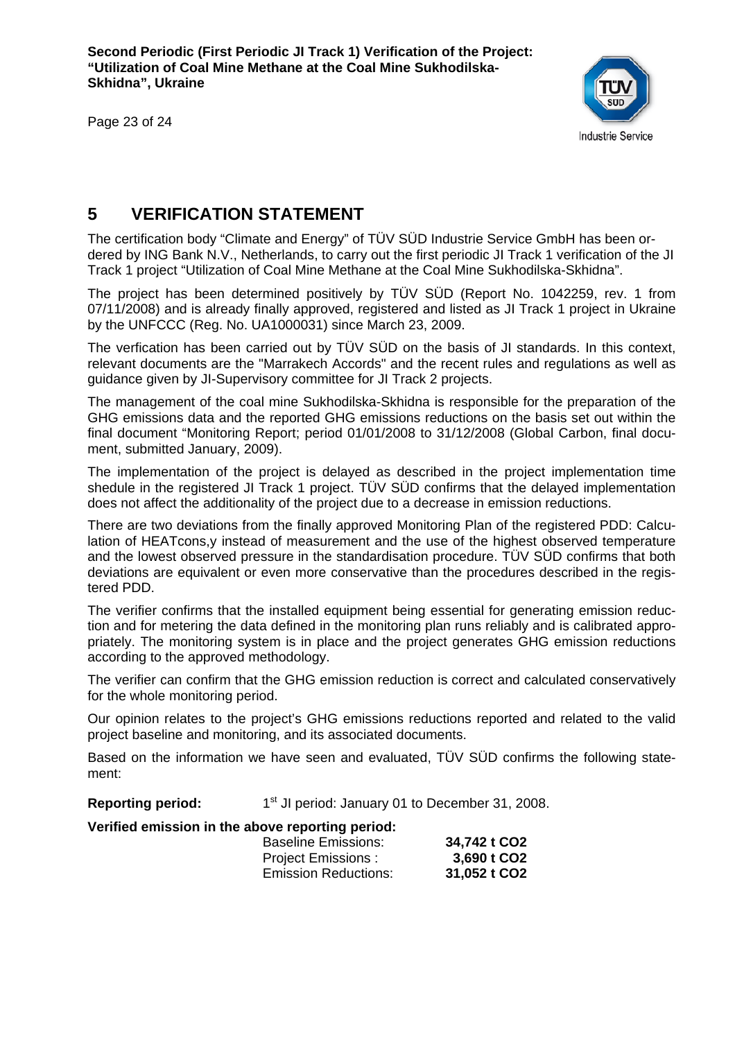# 5 VERIFICATION STATEMENT

The certification body "Climate and Energy" of TÜV SÜD Industrie Service GmbH has been ordered by ING Bank N.V., Netherlands, to carry out the first periodic JI Track 1 verification of the JI Track 1 project "Utilization of Coal Mine Methane at the Coal Mine Sukhodilska-Skhidna".

The project has been determined positively by TÜV SÜD (Report No. 1042259, rev. 1 from 07/11/2008) and is already finally approved, registered and listed as JI Track 1 project in Ukraine by the UNFCCC (Reg. No. UA1000031) since March 23, 2009.

The verfication has been carried out by TÜV SÜD on the basis of JI standards. In this context, relevant documents are the "Marrakech Accords" and the recent rules and regulations as well as guidance given by JI-Supervisory committee for JI Track 2 projects.

The management of the coal mine Sukhodilska-Skhidna is responsible for the preparation of the GHG emissions data and the reported GHG emissions reductions on the basis set out within the final document "Monitoring Report; period 01/01/2008 to 31/12/2008 (Global Carbon, final document, submitted January, 2009).

The implementation of the project is delayed as described in the project implementation time shedule in the registered JI Track 1 project. TÜV SÜD confirms that the delayed implementation does not affect the additionality of the project due to a decrease in emission reductions.

There are two deviations from the finally approved Monitoring Plan of the registered PDD: Calculation of HEATcons,y instead of measurement and the use of the highest observed temperature and the lowest observed pressure in the standardisation procedure. TÜV SÜD confirms that both deviations are equivalent or even more conservative than the procedures described in the registered PDD.

The verifier confirms that the installed equipment being essential for generating emission reduction and for metering the data defined in the monitoring plan runs reliably and is calibrated appropriately. The monitoring system is in place and the project generates GHG emission reductions according to the approved methodology.

The verifier can confirm that the GHG emission reduction is correct and calculated conservatively for the whole monitoring period.

Our opinion relates to the project's GHG emissions reductions reported and related to the valid project baseline and monitoring, and its associated documents.

Based on the information we have seen and evaluated, TÜV SÜD confirms the following statement:

**Reporting period:** 1st JI period: January 01 to December 31, 2008.

**Verified emission in the above reporting period:**

| | |
|---|---|
| Baseline Emissions: | **34,742 t CO2** |
| Project Emissions : | **3,690 t CO2** |
| Emission Reductions: | **31,052 t CO2** |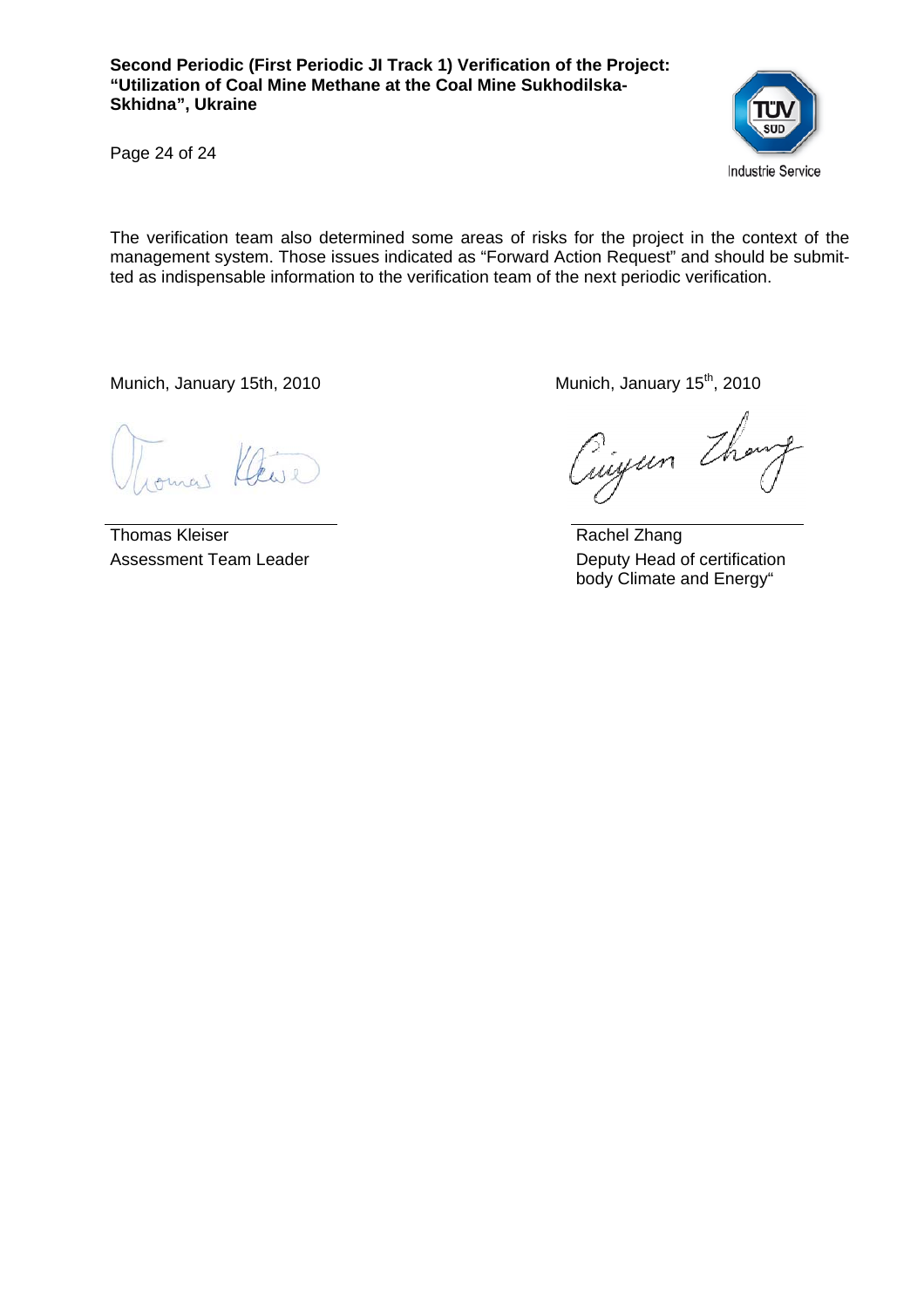The verification team also determined some areas of risks for the project in the context of the management system. Those issues indicated as "Forward Action Request" and should be submitted as indispensable information to the verification team of the next periodic verification.

Munich, January 15th, 2010

Thomas Kleiser
Assessment Team Leader

Munich, January 15th, 2010

Rachel Zhang
Deputy Head of certification body Climate and Energy"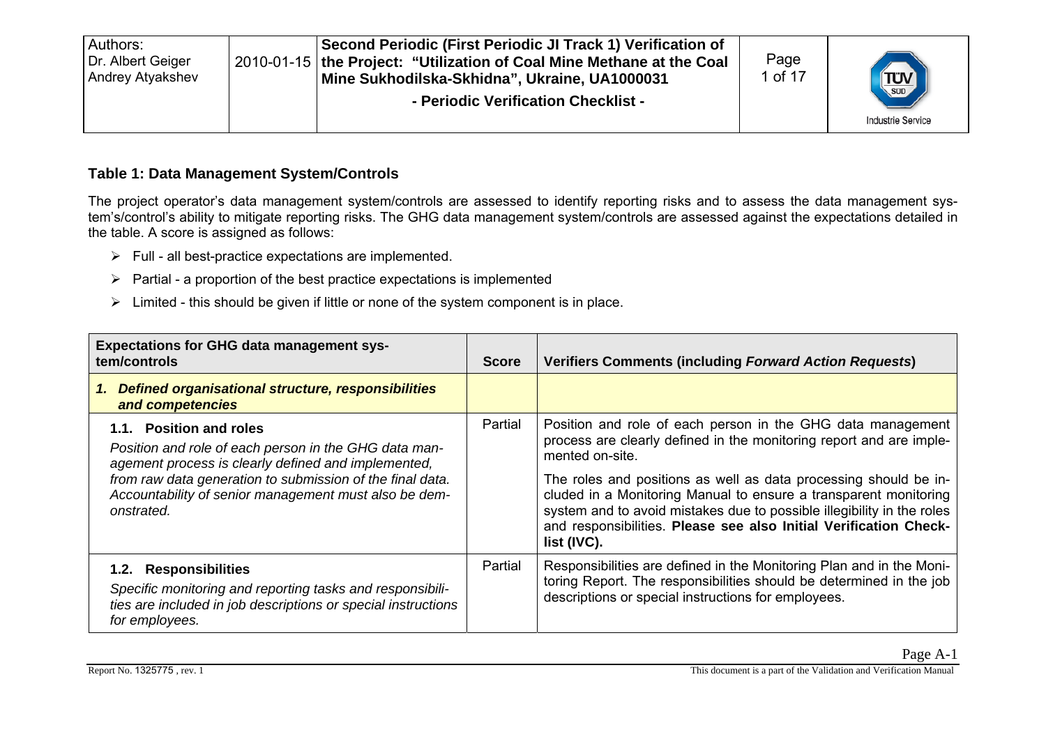## Table 1: Data Management System/Controls

The project operator's data management system/controls are assessed to identify reporting risks and to assess the data management system's/control's ability to mitigate reporting risks. The GHG data management system/controls are assessed against the expectations detailed in the table. A score is assigned as follows:

- Full - all best-practice expectations are implemented.
- Partial - a proportion of the best practice expectations is implemented
- Limited - this should be given if little or none of the system component is in place.

| Expectations for GHG data management system/controls | Score | Verifiers Comments (including *Forward Action Requests*) |
|---|---|---|
| ***1. Defined organisational structure, responsibilities and competencies*** | | |
| **1.1. Position and roles**<br>*Position and role of each person in the GHG data management process is clearly defined and implemented, from raw data generation to submission of the final data. Accountability of senior management must also be demonstrated.* | Partial | Position and role of each person in the GHG data management process are clearly defined in the monitoring report and are implemented on-site.<br>The roles and positions as well as data processing should be included in a Monitoring Manual to ensure a transparent monitoring system and to avoid mistakes due to possible illegibility in the roles and responsibilities. **Please see also Initial Verification Checklist (IVC).** |
| **1.2. Responsibilities**<br>*Specific monitoring and reporting tasks and responsibilities are included in job descriptions or special instructions for employees.* | Partial | Responsibilities are defined in the Monitoring Plan and in the Monitoring Report. The responsibilities should be determined in the job descriptions or special instructions for employees. |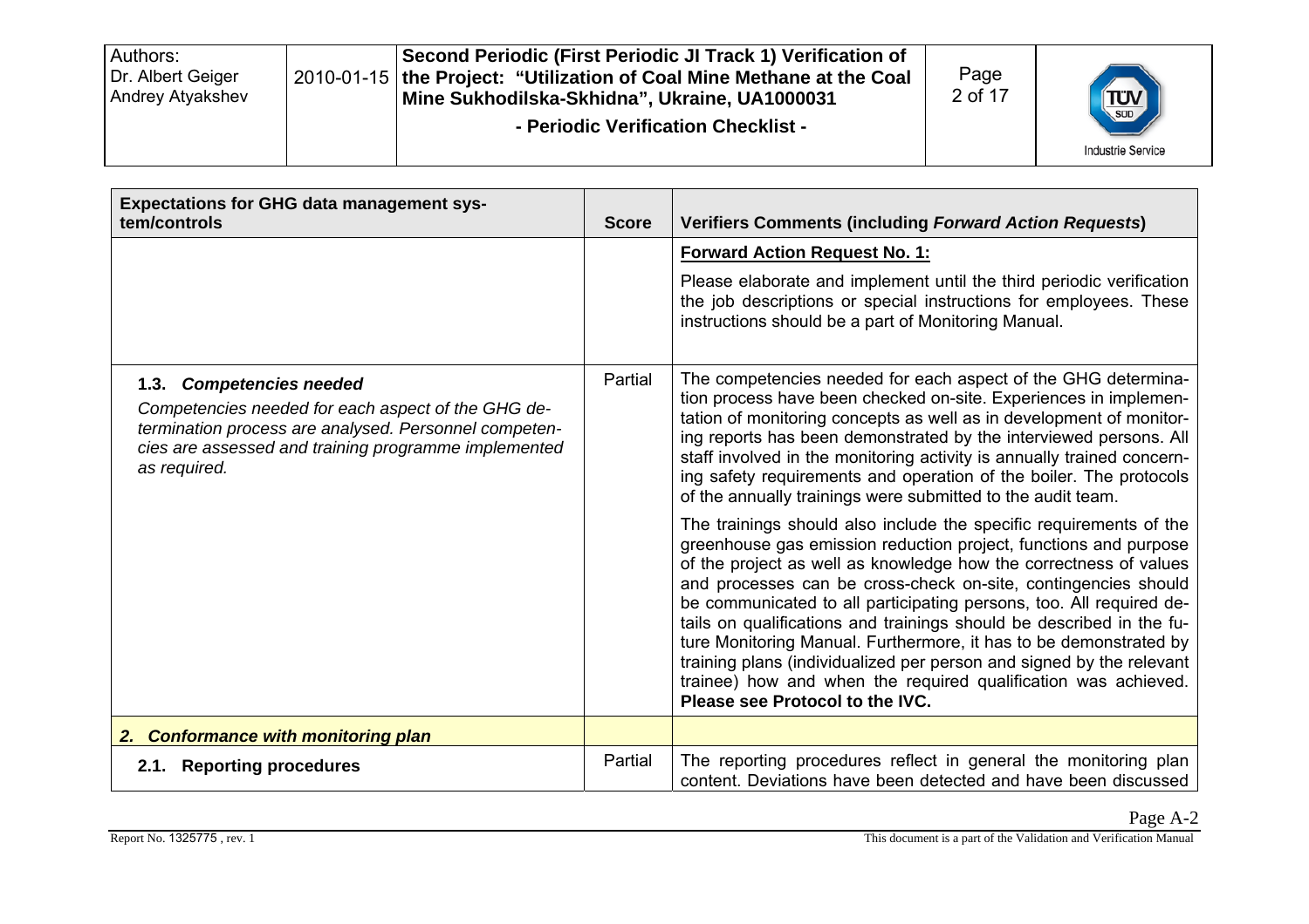| Expectations for GHG data management system/controls | Score | Verifiers Comments (including *Forward Action Requests*) |
|---|---|---|
| | | **Forward Action Request No. 1:**<br><br>Please elaborate and implement until the third periodic verification the job descriptions or special instructions for employees. These instructions should be a part of Monitoring Manual. |
| **1.3. *Competencies needed***<br><br>*Competencies needed for each aspect of the GHG determination process are analysed. Personnel competencies are assessed and training programme implemented as required.* | Partial | The competencies needed for each aspect of the GHG determination process have been checked on-site. Experiences in implementation of monitoring concepts as well as in development of monitoring reports has been demonstrated by the interviewed persons. All staff involved in the monitoring activity is annually trained concerning safety requirements and operation of the boiler. The protocols of the annually trainings were submitted to the audit team.<br><br>The trainings should also include the specific requirements of the greenhouse gas emission reduction project, functions and purpose of the project as well as knowledge how the correctness of values and processes can be cross-check on-site, contingencies should be communicated to all participating persons, too. All required details on qualifications and trainings should be described in the future Monitoring Manual. Furthermore, it has to be demonstrated by training plans (individualized per person and signed by the relevant trainee) how and when the required qualification was achieved. **Please see Protocol to the IVC.** |
| ***2. Conformance with monitoring plan*** | | |
| **2.1. Reporting procedures** | Partial | The reporting procedures reflect in general the monitoring plan content. Deviations have been detected and have been discussed |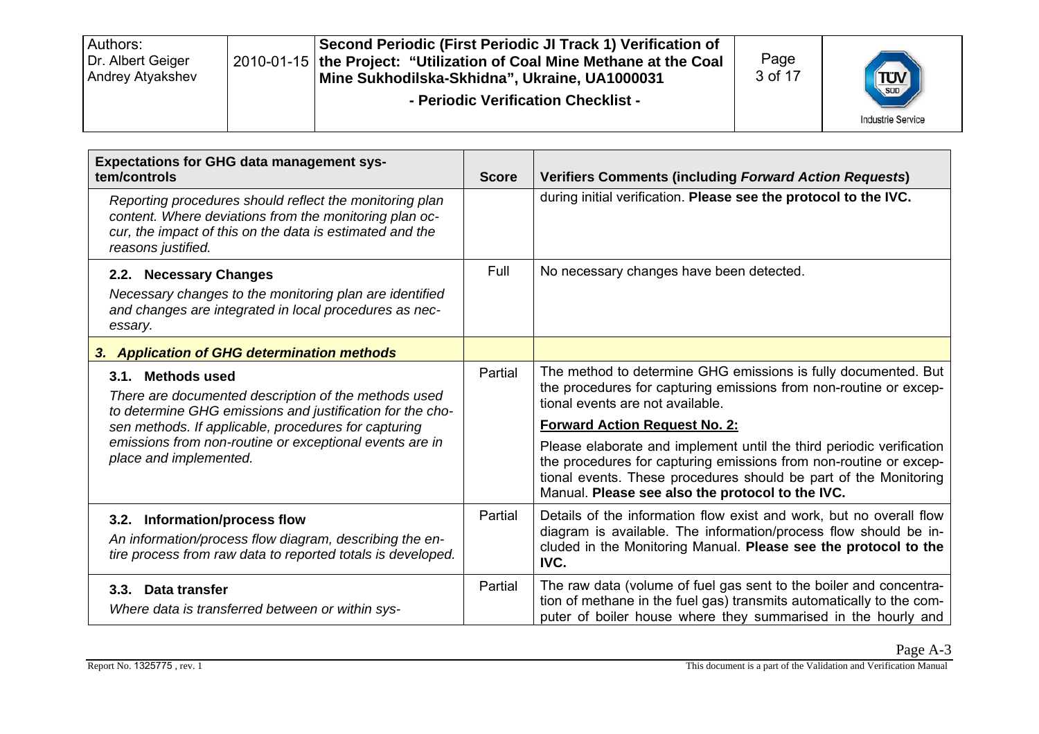| Expectations for GHG data management system/controls | Score | Verifiers Comments (including *Forward Action Requests*) |
|---|---|---|
| *Reporting procedures should reflect the monitoring plan content. Where deviations from the monitoring plan occur, the impact of this on the data is estimated and the reasons justified.* | | during initial verification. **Please see the protocol to the IVC.** |
| **2.2. Necessary Changes** *Necessary changes to the monitoring plan are identified and changes are integrated in local procedures as necessary.* | Full | No necessary changes have been detected. |
| ***3. Application of GHG determination methods*** | | |
| **3.1. Methods used** *There are documented description of the methods used to determine GHG emissions and justification for the chosen methods. If applicable, procedures for capturing emissions from non-routine or exceptional events are in place and implemented.* | Partial | The method to determine GHG emissions is fully documented. But the procedures for capturing emissions from non-routine or exceptional events are not available. **Forward Action Request No. 2:** Please elaborate and implement until the third periodic verification the procedures for capturing emissions from non-routine or exceptional events. These procedures should be part of the Monitoring Manual. **Please see also the protocol to the IVC.** |
| **3.2. Information/process flow** *An information/process flow diagram, describing the entire process from raw data to reported totals is developed.* | Partial | Details of the information flow exist and work, but no overall flow diagram is available. The information/process flow should be included in the Monitoring Manual. **Please see the protocol to the IVC.** |
| **3.3. Data transfer** *Where data is transferred between or within sys-* | Partial | The raw data (volume of fuel gas sent to the boiler and concentration of methane in the fuel gas) transmits automatically to the computer of boiler house where they summarised in the hourly and |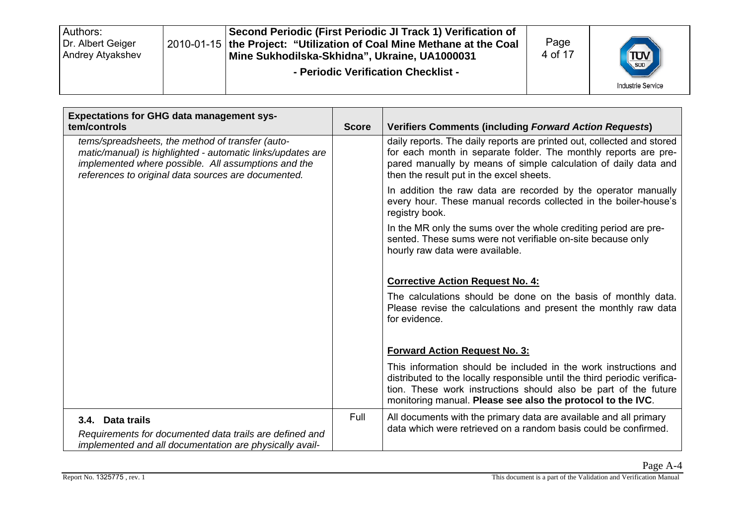| Expectations for GHG data management systems/controls | Score | Verifiers Comments (including *Forward Action Requests*) |
|---|---|---|
| *tems/spreadsheets, the method of transfer (automatic/manual) is highlighted - automatic links/updates are implemented where possible. All assumptions and the references to original data sources are documented.* | | daily reports. The daily reports are printed out, collected and stored for each month in separate folder. The monthly reports are prepared manually by means of simple calculation of daily data and then the result put in the excel sheets.<br><br>In addition the raw data are recorded by the operator manually every hour. These manual records collected in the boiler-house's registry book.<br><br>In the MR only the sums over the whole crediting period are presented. These sums were not verifiable on-site because only hourly raw data were available.<br><br>**Corrective Action Request No. 4:**<br><br>The calculations should be done on the basis of monthly data. Please revise the calculations and present the monthly raw data for evidence.<br><br>**Forward Action Request No. 3:**<br><br>This information should be included in the work instructions and distributed to the locally responsible until the third periodic verification. These work instructions should also be part of the future monitoring manual. **Please see also the protocol to the IVC**. |
| **3.4. Data trails**<br><br>*Requirements for documented data trails are defined and implemented and all documentation are physically avail-* | Full | All documents with the primary data are available and all primary data which were retrieved on a random basis could be confirmed. |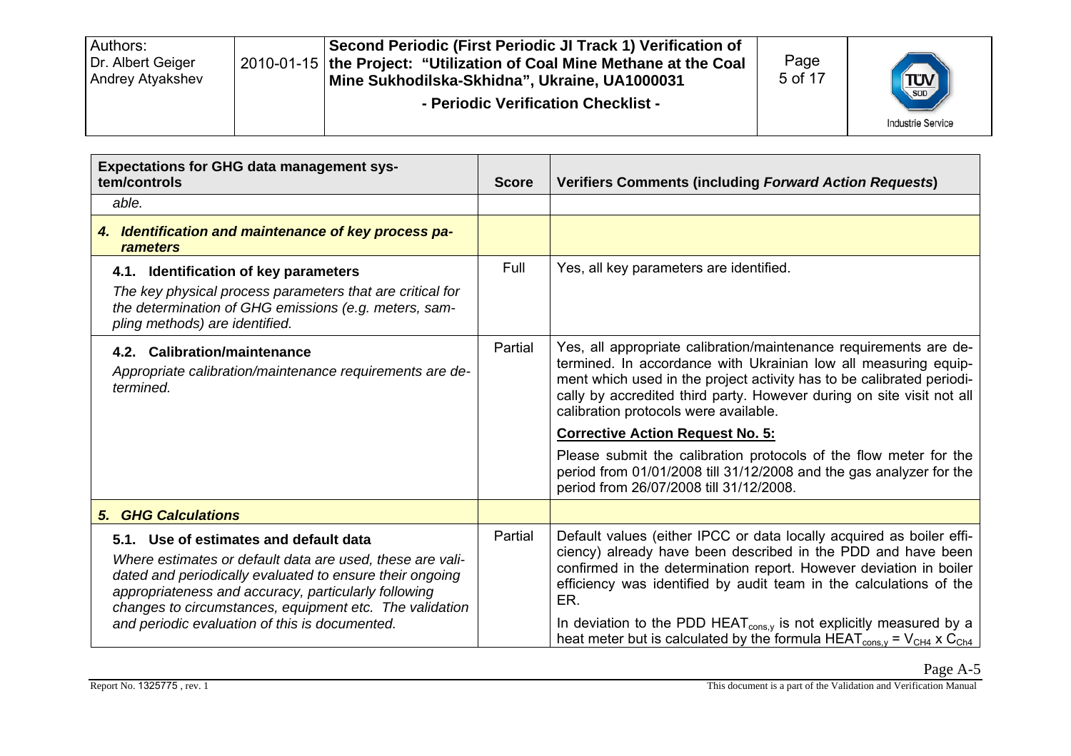| Expectations for GHG data management system/controls | Score | Verifiers Comments (including *Forward Action Requests*) |
|---|---|---|
| *able.* | | |
| ***4. Identification and maintenance of key process parameters*** | | |
| **4.1. Identification of key parameters**<br>*The key physical process parameters that are critical for the determination of GHG emissions (e.g. meters, sampling methods) are identified.* | Full | Yes, all key parameters are identified. |
| **4.2. Calibration/maintenance**<br>*Appropriate calibration/maintenance requirements are determined.* | Partial | Yes, all appropriate calibration/maintenance requirements are determined. In accordance with Ukrainian low all measuring equipment which used in the project activity has to be calibrated periodically by accredited third party. However during on site visit not all calibration protocols were available.<br>**Corrective Action Request No. 5:**<br>Please submit the calibration protocols of the flow meter for the period from 01/01/2008 till 31/12/2008 and the gas analyzer for the period from 26/07/2008 till 31/12/2008. |
| ***5. GHG Calculations*** | | |
| **5.1. Use of estimates and default data**<br>*Where estimates or default data are used, these are validated and periodically evaluated to ensure their ongoing appropriateness and accuracy, particularly following changes to circumstances, equipment etc. The validation and periodic evaluation of this is documented.* | Partial | Default values (either IPCC or data locally acquired as boiler efficiency) already have been described in the PDD and have been confirmed in the determination report. However deviation in boiler efficiency was identified by audit team in the calculations of the ER.<br>In deviation to the PDD $HEAT_{cons,y}$ is not explicitly measured by a heat meter but is calculated by the formula $HEAT_{cons,y} = V_{CH4} \times C_{Ch4}$ |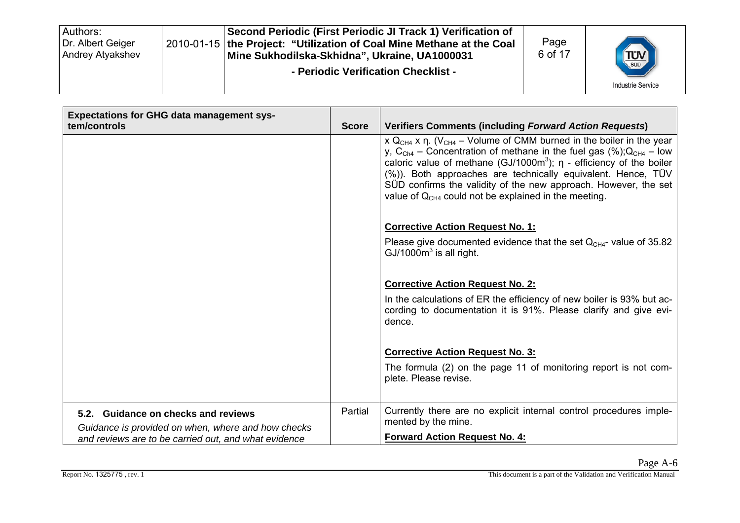| Expectations for GHG data management system/controls | Score | Verifiers Comments (including *Forward Action Requests*) |
|---|---|---|
| | | x $Q_{CH4}$ x η. ($V_{CH4}$ – Volume of CMM burned in the boiler in the year y, $C_{Ch4}$ – Concentration of methane in the fuel gas (%);$Q_{CH4}$ – low caloric value of methane (GJ/1000m$^3$); η - efficiency of the boiler (%)). Both approaches are technically equivalent. Hence, TÜV SÜD confirms the validity of the new approach. However, the set value of $Q_{CH4}$ could not be explained in the meeting.<br><br>**Corrective Action Request No. 1:**<br>Please give documented evidence that the set $Q_{CH4}$- value of 35.82 GJ/1000m$^3$ is all right.<br><br>**Corrective Action Request No. 2:**<br>In the calculations of ER the efficiency of new boiler is 93% but according to documentation it is 91%. Please clarify and give evidence.<br><br>**Corrective Action Request No. 3:**<br>The formula (2) on the page 11 of monitoring report is not complete. Please revise. |
| **5.2. Guidance on checks and reviews**<br>*Guidance is provided on when, where and how checks and reviews are to be carried out, and what evidence* | Partial | Currently there are no explicit internal control procedures implemented by the mine.<br>**Forward Action Request No. 4:** |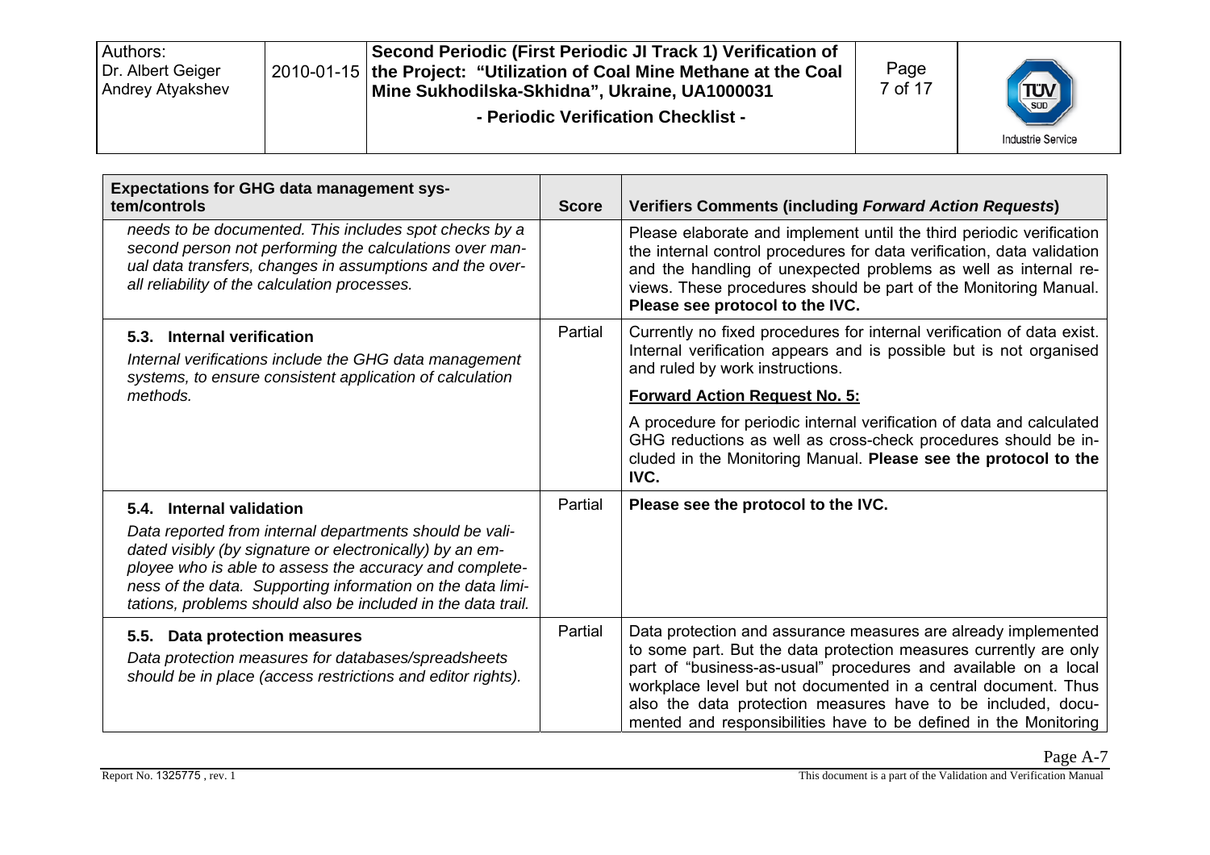| Expectations for GHG data management systems/controls | Score | Verifiers Comments (including *Forward Action Requests*) |
|---|---|---|
| *needs to be documented. This includes spot checks by a second person not performing the calculations over manual data transfers, changes in assumptions and the overall reliability of the calculation processes.* | | Please elaborate and implement until the third periodic verification the internal control procedures for data verification, data validation and the handling of unexpected problems as well as internal reviews. These procedures should be part of the Monitoring Manual. **Please see protocol to the IVC.** |
| **5.3. Internal verification** *Internal verifications include the GHG data management systems, to ensure consistent application of calculation methods.* | Partial | Currently no fixed procedures for internal verification of data exist. Internal verification appears and is possible but is not organised and ruled by work instructions. **Forward Action Request No. 5:** A procedure for periodic internal verification of data and calculated GHG reductions as well as cross-check procedures should be included in the Monitoring Manual. **Please see the protocol to the IVC.** |
| **5.4. Internal validation** *Data reported from internal departments should be validated visibly (by signature or electronically) by an employee who is able to assess the accuracy and completeness of the data. Supporting information on the data limitations, problems should also be included in the data trail.* | Partial | **Please see the protocol to the IVC.** |
| **5.5. Data protection measures** *Data protection measures for databases/spreadsheets should be in place (access restrictions and editor rights).* | Partial | Data protection and assurance measures are already implemented to some part. But the data protection measures currently are only part of "business-as-usual" procedures and available on a local workplace level but not documented in a central document. Thus also the data protection measures have to be included, documented and responsibilities have to be defined in the Monitoring |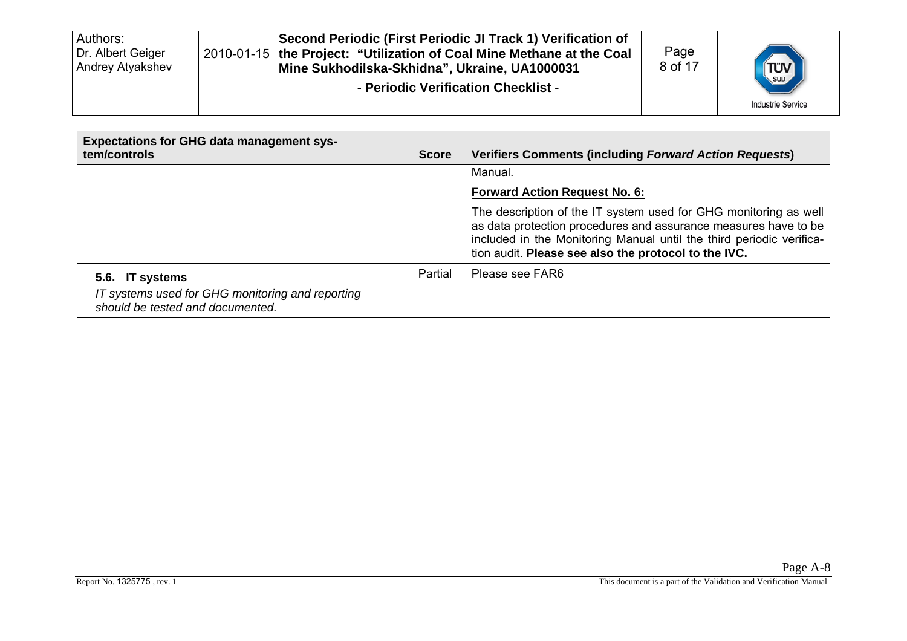| Expectations for GHG data management system/controls | Score | Verifiers Comments (including *Forward Action Requests*) |
| --- | --- | --- |
| | | Manual.<br>**Forward Action Request No. 6:**<br>The description of the IT system used for GHG monitoring as well as data protection procedures and assurance measures have to be included in the Monitoring Manual until the third periodic verification audit. **Please see also the protocol to the IVC.** |
| **5.6. IT systems**<br>*IT systems used for GHG monitoring and reporting should be tested and documented.* | Partial | Please see FAR6 |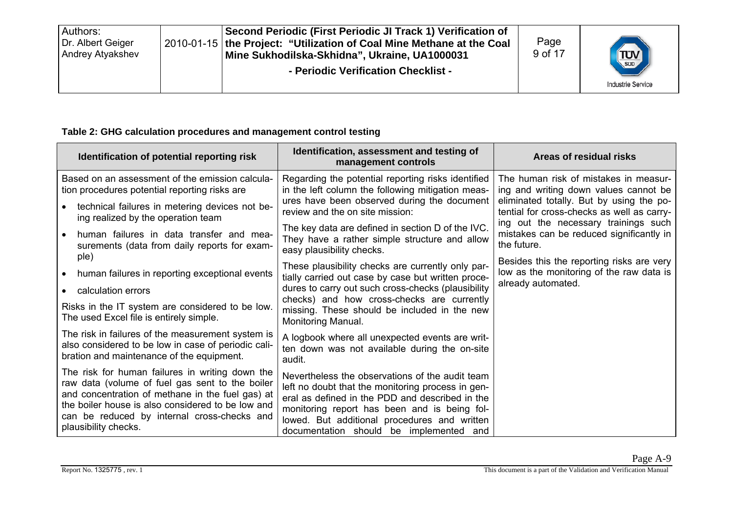**Table 2: GHG calculation procedures and management control testing**

| Identification of potential reporting risk | Identification, assessment and testing of management controls | Areas of residual risks |
|---|---|---|
| Based on an assessment of the emission calculation procedures potential reporting risks are<br>• technical failures in metering devices not being realized by the operation team<br>• human failures in data transfer and measurements (data from daily reports for example)<br>• human failures in reporting exceptional events<br>• calculation errors<br><br>Risks in the IT system are considered to be low. The used Excel file is entirely simple.<br><br>The risk in failures of the measurement system is also considered to be low in case of periodic calibration and maintenance of the equipment.<br><br>The risk for human failures in writing down the raw data (volume of fuel gas sent to the boiler and concentration of methane in the fuel gas) at the boiler house is also considered to be low and can be reduced by internal cross-checks and plausibility checks. | Regarding the potential reporting risks identified in the left column the following mitigation measures have been observed during the document review and the on site mission:<br><br>The key data are defined in section D of the IVC. They have a rather simple structure and allow easy plausibility checks.<br><br>These plausibility checks are currently only partially carried out case by case but written procedures to carry out such cross-checks (plausibility checks) and how cross-checks are currently missing. These should be included in the new Monitoring Manual.<br><br>A logbook where all unexpected events are written down was not available during the on-site audit.<br><br>Nevertheless the observations of the audit team left no doubt that the monitoring process in general as defined in the PDD and described in the monitoring report has been and is being followed. But additional procedures and written documentation should be implemented and | The human risk of mistakes in measuring and writing down values cannot be eliminated totally. But by using the potential for cross-checks as well as carrying out the necessary trainings such mistakes can be reduced significantly in the future.<br><br>Besides this the reporting risks are very low as the monitoring of the raw data is already automated. |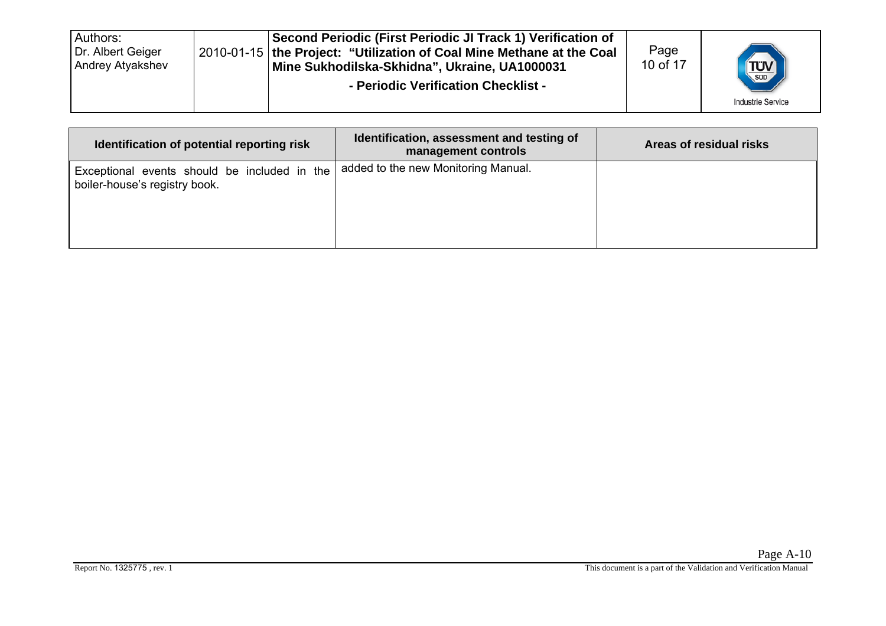| Identification of potential reporting risk | Identification, assessment and testing of management controls | Areas of residual risks |
|---|---|---|
| Exceptional events should be included in the boiler-house's registry book. | added to the new Monitoring Manual. | |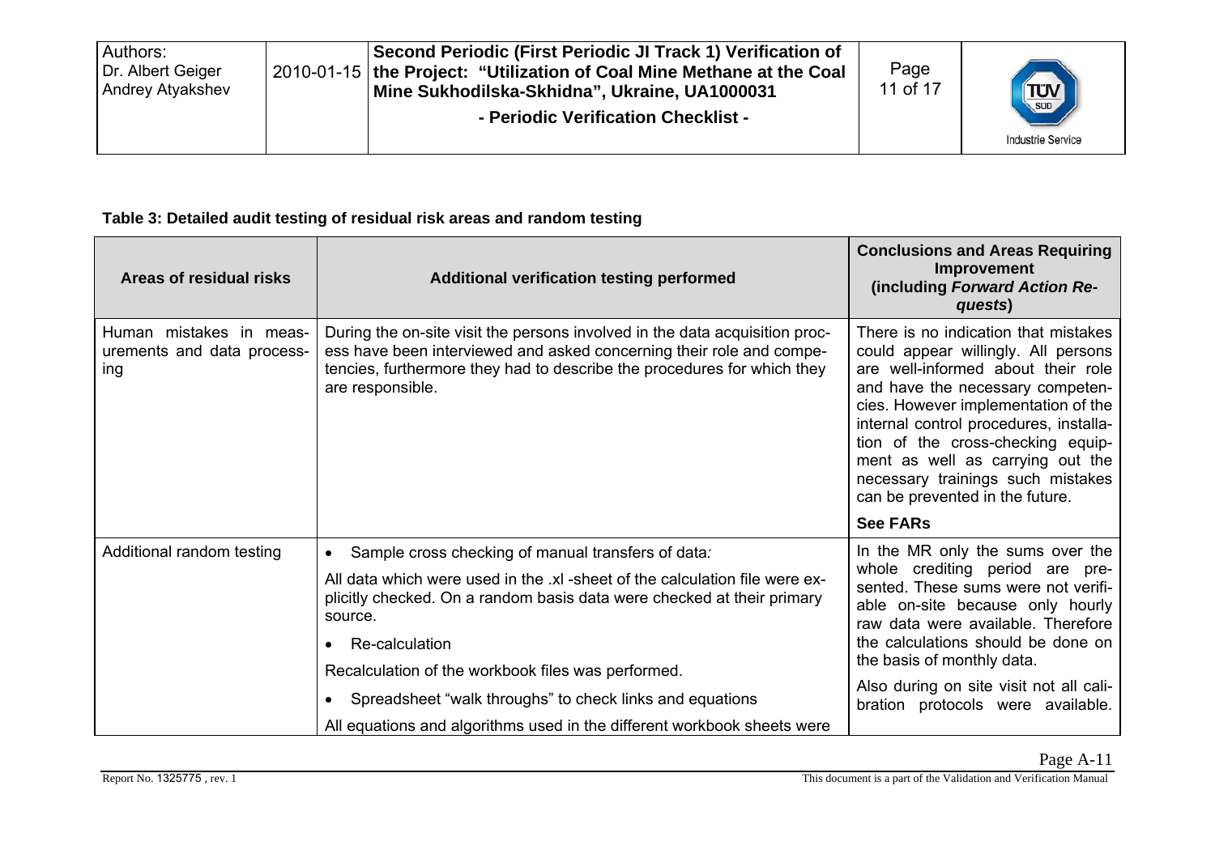**Table 3: Detailed audit testing of residual risk areas and random testing**

| Areas of residual risks | Additional verification testing performed | Conclusions and Areas Requiring Improvement (including *Forward Action Requests*) |
|---|---|---|
| Human mistakes in measurements and data processing | During the on-site visit the persons involved in the data acquisition process have been interviewed and asked concerning their role and competencies, furthermore they had to describe the procedures for which they are responsible. | There is no indication that mistakes could appear willingly. All persons are well-informed about their role and have the necessary competencies. However implementation of the internal control procedures, installation of the cross-checking equipment as well as carrying out the necessary trainings such mistakes can be prevented in the future.<br><br>**See FARs** |
| Additional random testing | • Sample cross checking of manual transfers of data*:*<br><br>All data which were used in the .xl -sheet of the calculation file were explicitly checked. On a random basis data were checked at their primary source.<br><br>• Re-calculation<br><br>Recalculation of the workbook files was performed.<br><br>• Spreadsheet "walk throughs" to check links and equations<br><br>All equations and algorithms used in the different workbook sheets were | In the MR only the sums over the whole crediting period are presented. These sums were not verifiable on-site because only hourly raw data were available. Therefore the calculations should be done on the basis of monthly data.<br><br>Also during on site visit not all calibration protocols were available. |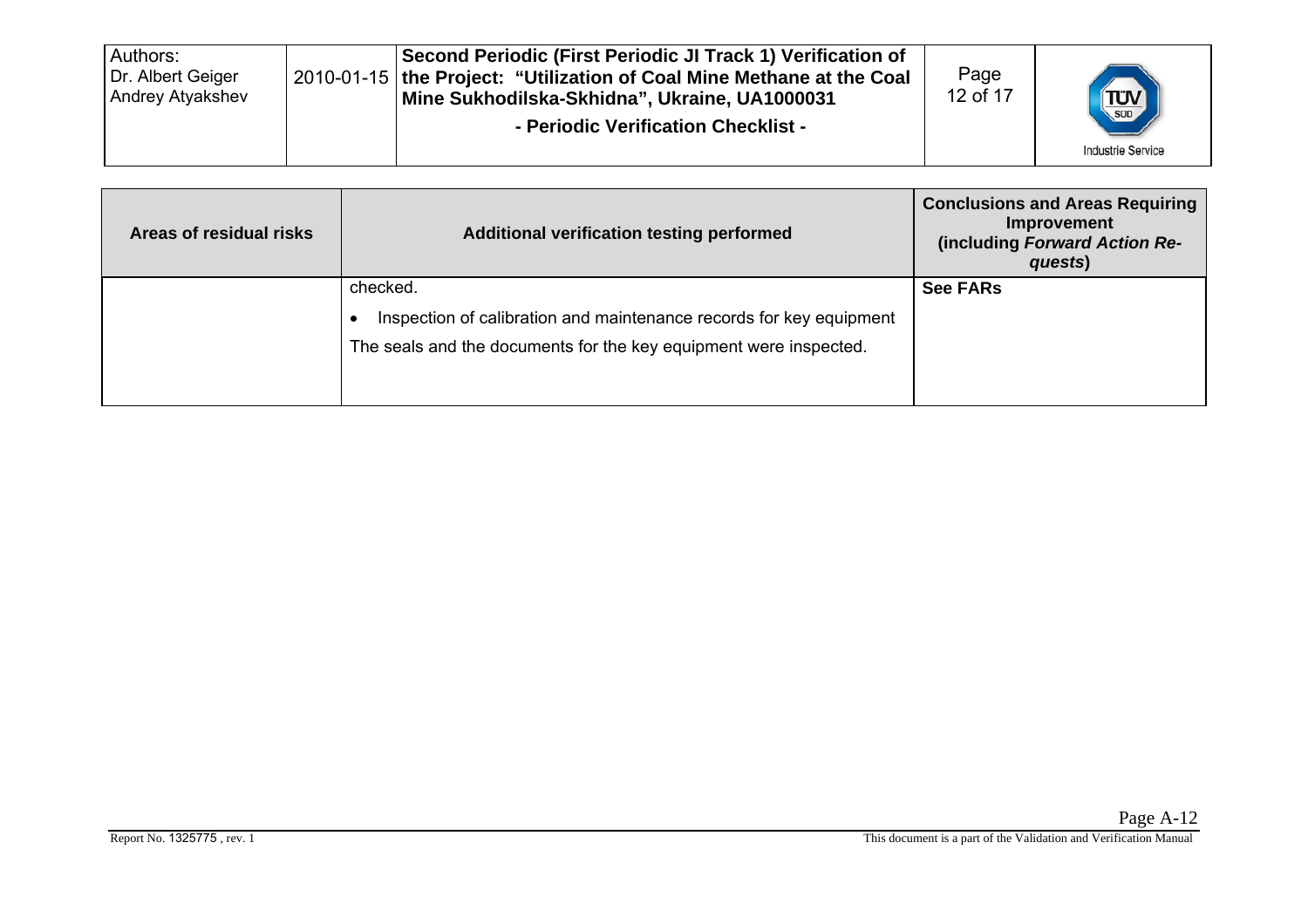| Areas of residual risks | Additional verification testing performed | Conclusions and Areas Requiring Improvement (including *Forward Action Requests*) |
|---|---|---|
| | checked.<br>• Inspection of calibration and maintenance records for key equipment<br>The seals and the documents for the key equipment were inspected. | **See FARs** |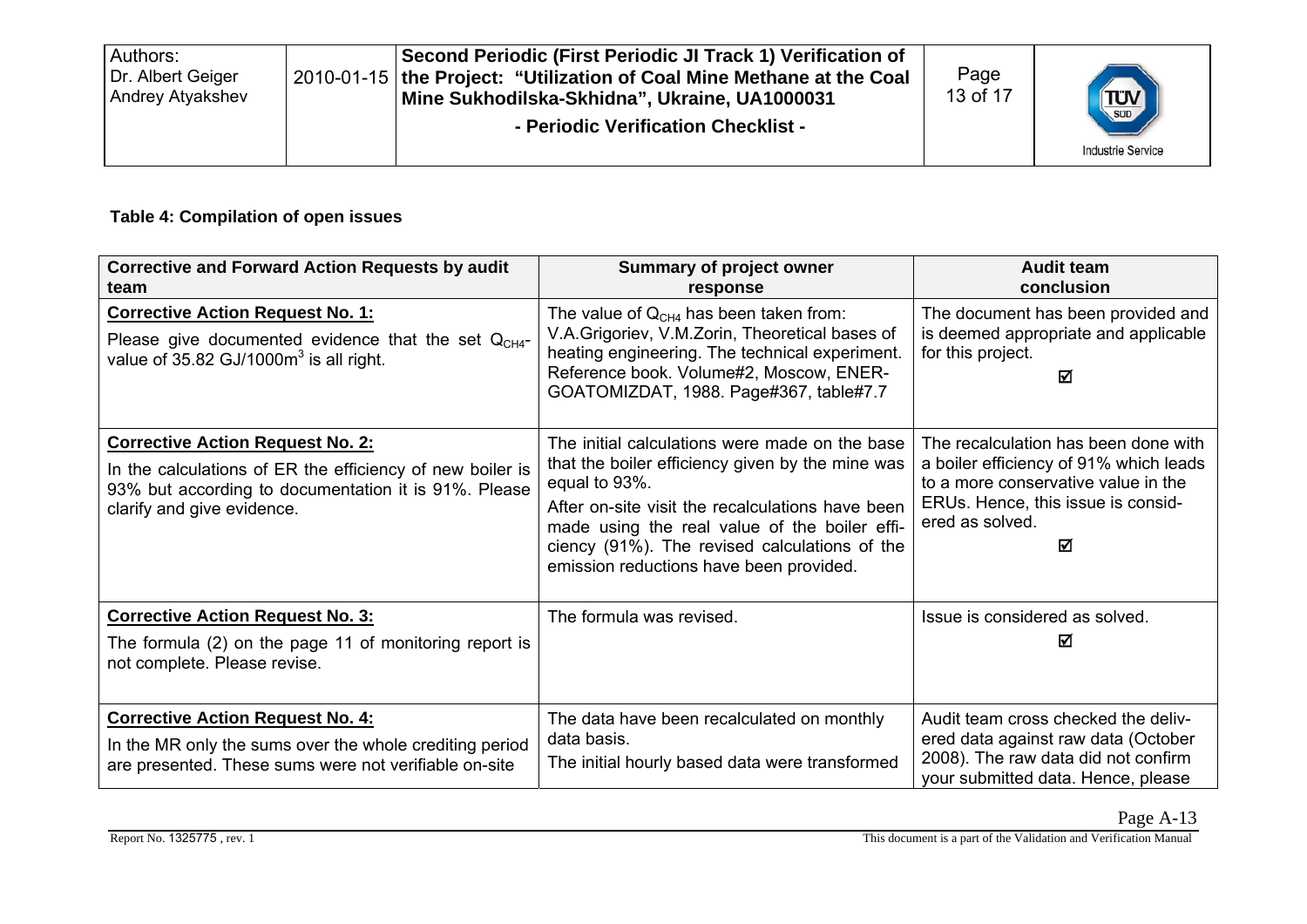**Table 4: Compilation of open issues**

| Corrective and Forward Action Requests by audit team | Summary of project owner response | Audit team conclusion |
|---|---|---|
| **Corrective Action Request No. 1:**<br>Please give documented evidence that the set $Q_{CH4}$-value of 35.82 GJ/1000m³ is all right. | The value of $Q_{CH4}$ has been taken from: V.A.Grigoriev, V.M.Zorin, Theoretical bases of heating engineering. The technical experiment. Reference book. Volume#2, Moscow, ENER-GOATOMIZDAT, 1988. Page#367, table#7.7 | The document has been provided and is deemed appropriate and applicable for this project.<br>☑ |
| **Corrective Action Request No. 2:**<br>In the calculations of ER the efficiency of new boiler is 93% but according to documentation it is 91%. Please clarify and give evidence. | The initial calculations were made on the base that the boiler efficiency given by the mine was equal to 93%.<br>After on-site visit the recalculations have been made using the real value of the boiler efficiency (91%). The revised calculations of the emission reductions have been provided. | The recalculation has been done with a boiler efficiency of 91% which leads to a more conservative value in the ERUs. Hence, this issue is considered as solved.<br>☑ |
| **Corrective Action Request No. 3:**<br>The formula (2) on the page 11 of monitoring report is not complete. Please revise. | The formula was revised. | Issue is considered as solved.<br>☑ |
| **Corrective Action Request No. 4:**<br>In the MR only the sums over the whole crediting period are presented. These sums were not verifiable on-site | The data have been recalculated on monthly data basis.<br>The initial hourly based data were transformed | Audit team cross checked the delivered data against raw data (October 2008). The raw data did not confirm your submitted data. Hence, please |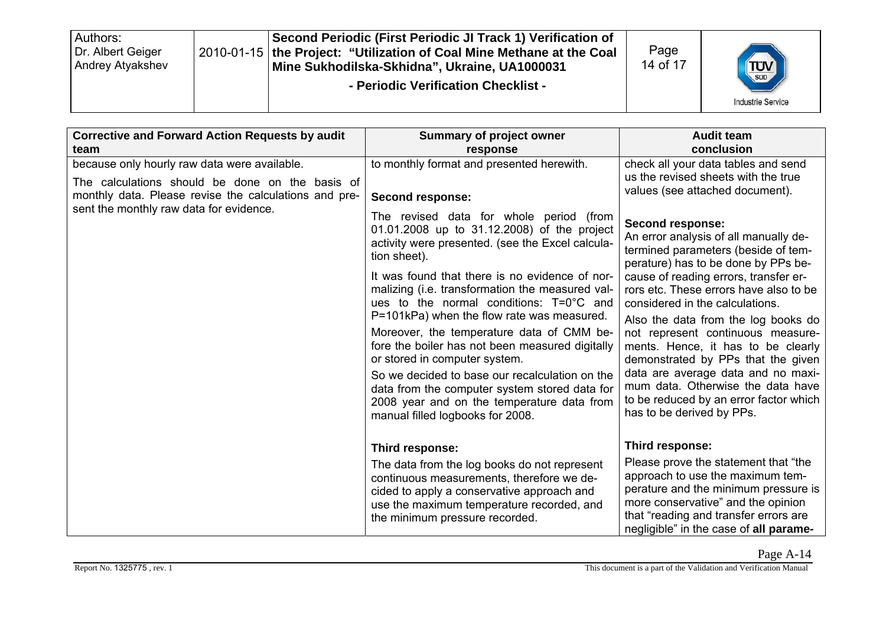| Corrective and Forward Action Requests by audit team | Summary of project owner response | Audit team conclusion |
|---|---|---|
| because only hourly raw data were available. The calculations should be done on the basis of monthly data. Please revise the calculations and present the monthly raw data for evidence. | to monthly format and presented herewith. **Second response:** The revised data for whole period (from 01.01.2008 up to 31.12.2008) of the project activity were presented. (see the Excel calculation sheet). It was found that there is no evidence of normalizing (i.e. transformation the measured values to the normal conditions: T=0°C and P=101kPa) when the flow rate was measured. Moreover, the temperature data of CMM before the boiler has not been measured digitally or stored in computer system. So we decided to base our recalculation on the data from the computer system stored data for 2008 year and on the temperature data from manual filled logbooks for 2008. **Third response:** The data from the log books do not represent continuous measurements, therefore we decided to apply a conservative approach and use the maximum temperature recorded, and the minimum pressure recorded. | check all your data tables and send us the revised sheets with the true values (see attached document). **Second response:** An error analysis of all manually determined parameters (beside of temperature) has to be done by PPs because of reading errors, transfer errors etc. These errors have also to be considered in the calculations. Also the data from the log books do not represent continuous measurements. Hence, it has to be clearly demonstrated by PPs that the given data are average data and no maximum data. Otherwise the data have to be reduced by an error factor which has to be derived by PPs. **Third response:** Please prove the statement that "the approach to use the maximum temperature and the minimum pressure is more conservative" and the opinion that "reading and transfer errors are negligible" in the case of **all parame-** |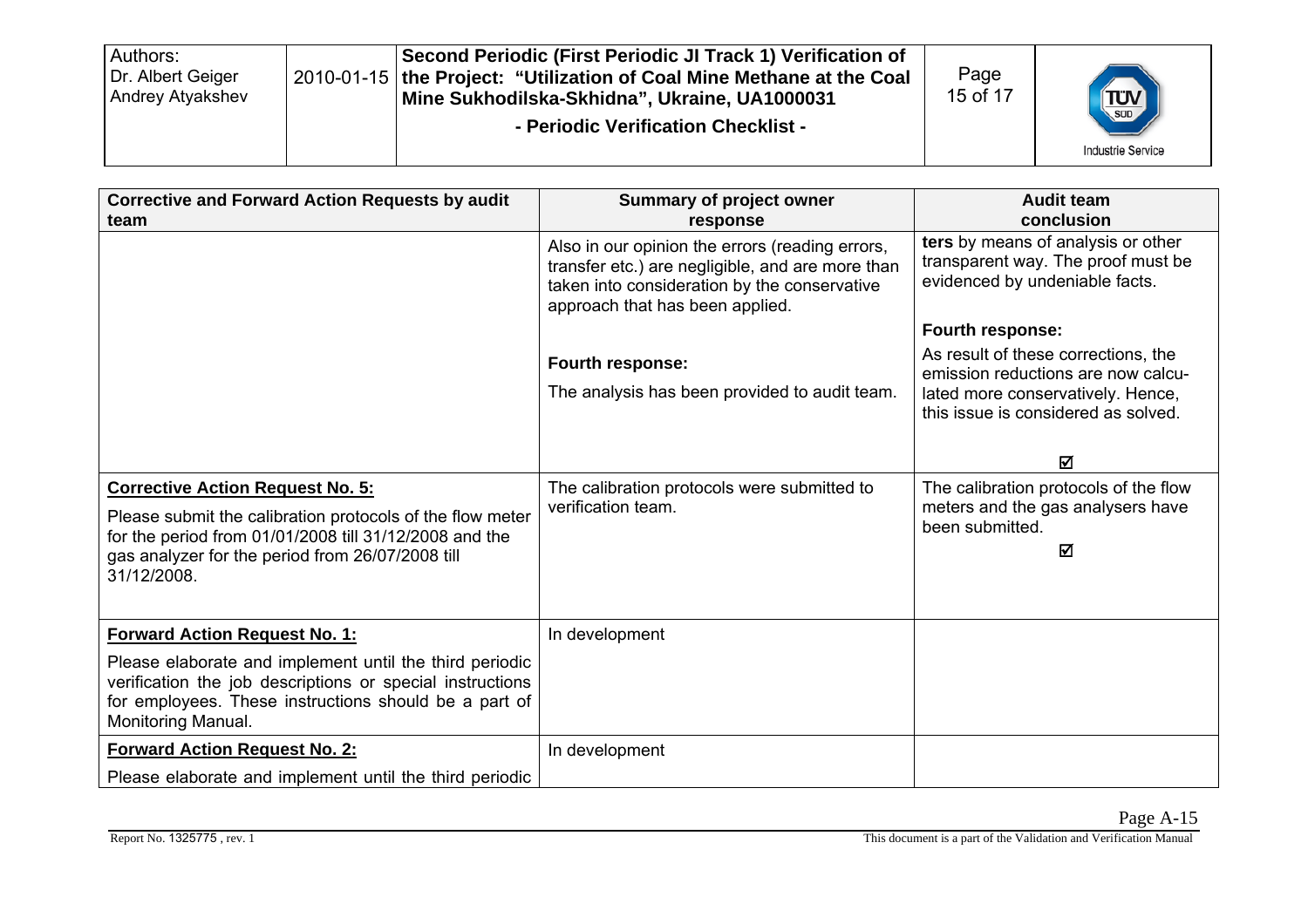| Corrective and Forward Action Requests by audit team | Summary of project owner response | Audit team conclusion |
|---|---|---|
| | Also in our opinion the errors (reading errors, transfer etc.) are negligible, and are more than taken into consideration by the conservative approach that has been applied.<br><br>**Fourth response:**<br><br>The analysis has been provided to audit team. | **ters** by means of analysis or other transparent way. The proof must be evidenced by undeniable facts.<br><br>**Fourth response:**<br><br>As result of these corrections, the emission reductions are now calculated more conservatively. Hence, this issue is considered as solved.<br><br>☑ |
| **Corrective Action Request No. 5:**<br><br>Please submit the calibration protocols of the flow meter for the period from 01/01/2008 till 31/12/2008 and the gas analyzer for the period from 26/07/2008 till 31/12/2008. | The calibration protocols were submitted to verification team. | The calibration protocols of the flow meters and the gas analysers have been submitted.<br><br>☑ |
| **Forward Action Request No. 1:**<br><br>Please elaborate and implement until the third periodic verification the job descriptions or special instructions for employees. These instructions should be a part of Monitoring Manual. | In development | |
| **Forward Action Request No. 2:**<br><br>Please elaborate and implement until the third periodic | In development | |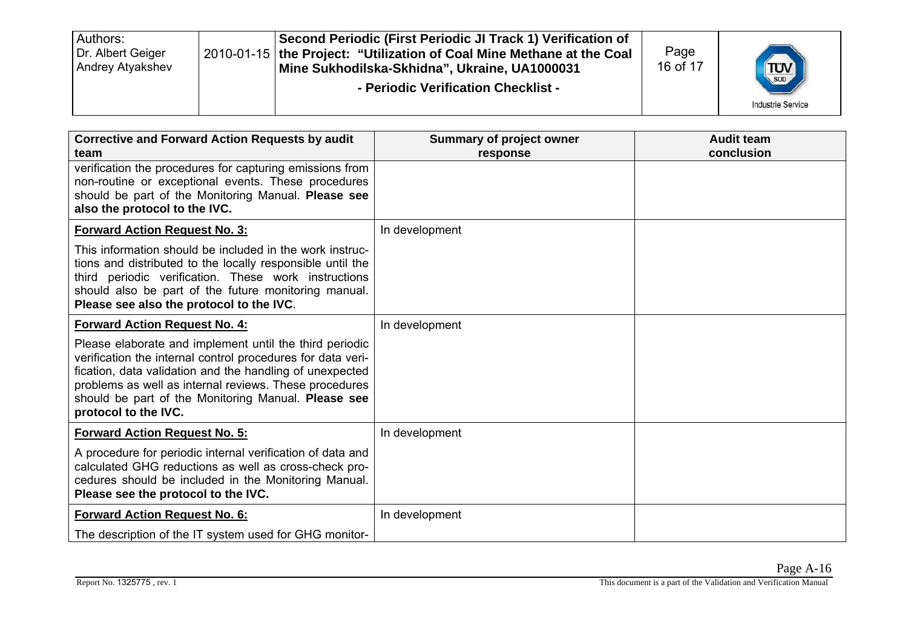| Corrective and Forward Action Requests by audit team | Summary of project owner response | Audit team conclusion |
|---|---|---|
| verification the procedures for capturing emissions from non-routine or exceptional events. These procedures should be part of the Monitoring Manual. **Please see also the protocol to the IVC.** | | |
| **Forward Action Request No. 3:** This information should be included in the work instructions and distributed to the locally responsible until the third periodic verification. These work instructions should also be part of the future monitoring manual. **Please see also the protocol to the IVC**. | In development | |
| **Forward Action Request No. 4:** Please elaborate and implement until the third periodic verification the internal control procedures for data verification, data validation and the handling of unexpected problems as well as internal reviews. These procedures should be part of the Monitoring Manual. **Please see protocol to the IVC.** | In development | |
| **Forward Action Request No. 5:** A procedure for periodic internal verification of data and calculated GHG reductions as well as cross-check procedures should be included in the Monitoring Manual. **Please see the protocol to the IVC.** | In development | |
| **Forward Action Request No. 6:** The description of the IT system used for GHG monitor- | In development | |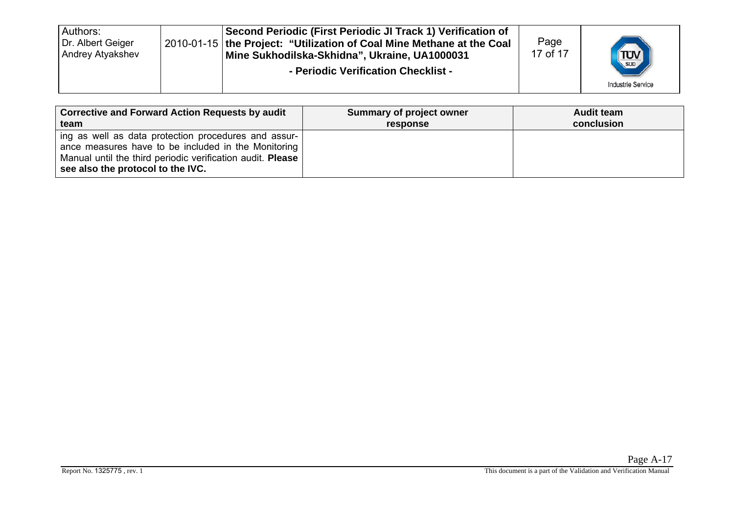| Corrective and Forward Action Requests by audit team | Summary of project owner response | Audit team conclusion |
| --- | --- | --- |
| ing as well as data protection procedures and assurance measures have to be included in the Monitoring Manual until the third periodic verification audit. **Please see also the protocol to the IVC.** | | |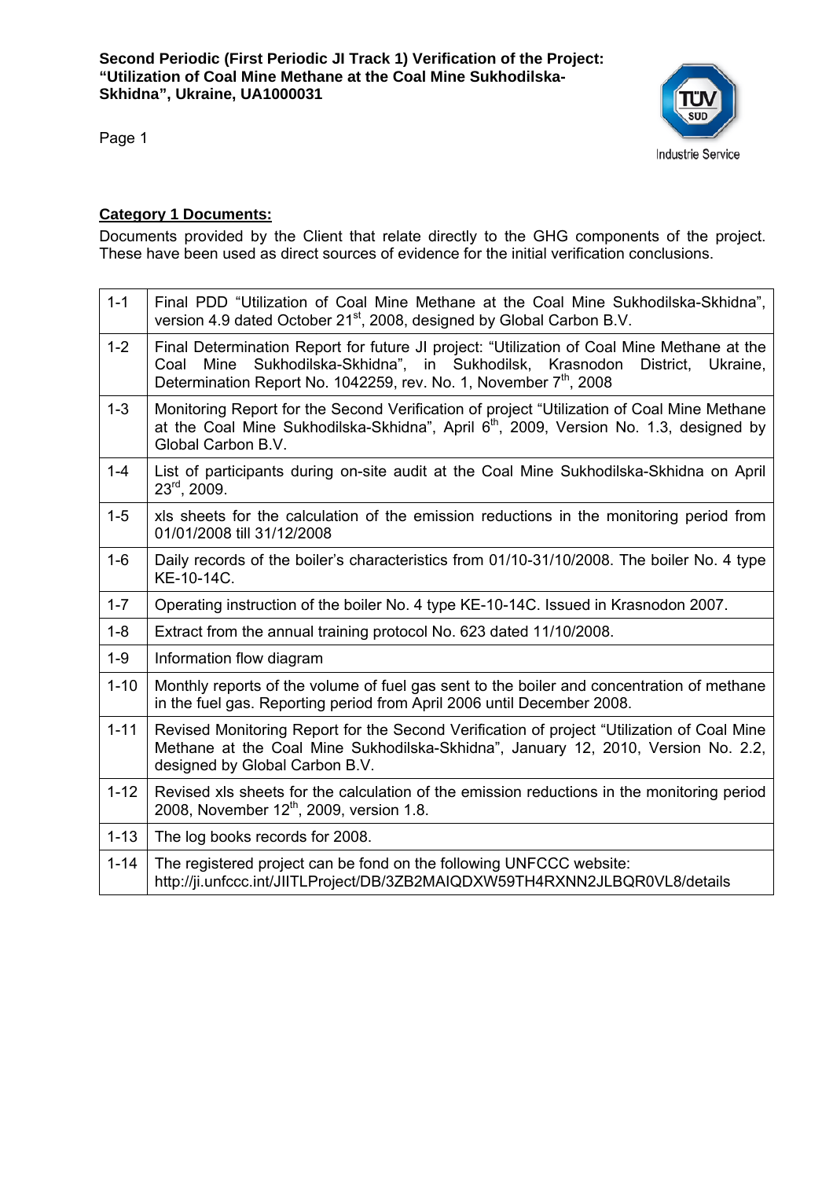**Category 1 Documents:**

Documents provided by the Client that relate directly to the GHG components of the project. These have been used as direct sources of evidence for the initial verification conclusions.

| | |
|---|---|
| 1-1 | Final PDD "Utilization of Coal Mine Methane at the Coal Mine Sukhodilska-Skhidna", version 4.9 dated October 21st, 2008, designed by Global Carbon B.V. |
| 1-2 | Final Determination Report for future JI project: "Utilization of Coal Mine Methane at the Coal Mine Sukhodilska-Skhidna", in Sukhodilsk, Krasnodon District, Ukraine, Determination Report No. 1042259, rev. No. 1, November 7th, 2008 |
| 1-3 | Monitoring Report for the Second Verification of project "Utilization of Coal Mine Methane at the Coal Mine Sukhodilska-Skhidna", April 6th, 2009, Version No. 1.3, designed by Global Carbon B.V. |
| 1-4 | List of participants during on-site audit at the Coal Mine Sukhodilska-Skhidna on April 23rd, 2009. |
| 1-5 | xls sheets for the calculation of the emission reductions in the monitoring period from 01/01/2008 till 31/12/2008 |
| 1-6 | Daily records of the boiler's characteristics from 01/10-31/10/2008. The boiler No. 4 type KE-10-14C. |
| 1-7 | Operating instruction of the boiler No. 4 type KE-10-14C. Issued in Krasnodon 2007. |
| 1-8 | Extract from the annual training protocol No. 623 dated 11/10/2008. |
| 1-9 | Information flow diagram |
| 1-10 | Monthly reports of the volume of fuel gas sent to the boiler and concentration of methane in the fuel gas. Reporting period from April 2006 until December 2008. |
| 1-11 | Revised Monitoring Report for the Second Verification of project "Utilization of Coal Mine Methane at the Coal Mine Sukhodilska-Skhidna", January 12, 2010, Version No. 2.2, designed by Global Carbon B.V. |
| 1-12 | Revised xls sheets for the calculation of the emission reductions in the monitoring period 2008, November 12th, 2009, version 1.8. |
| 1-13 | The log books records for 2008. |
| 1-14 | The registered project can be fond on the following UNFCCC website: http://ji.unfccc.int/JIITLProject/DB/3ZB2MAIQDXW59TH4RXNN2JLBQR0VL8/details |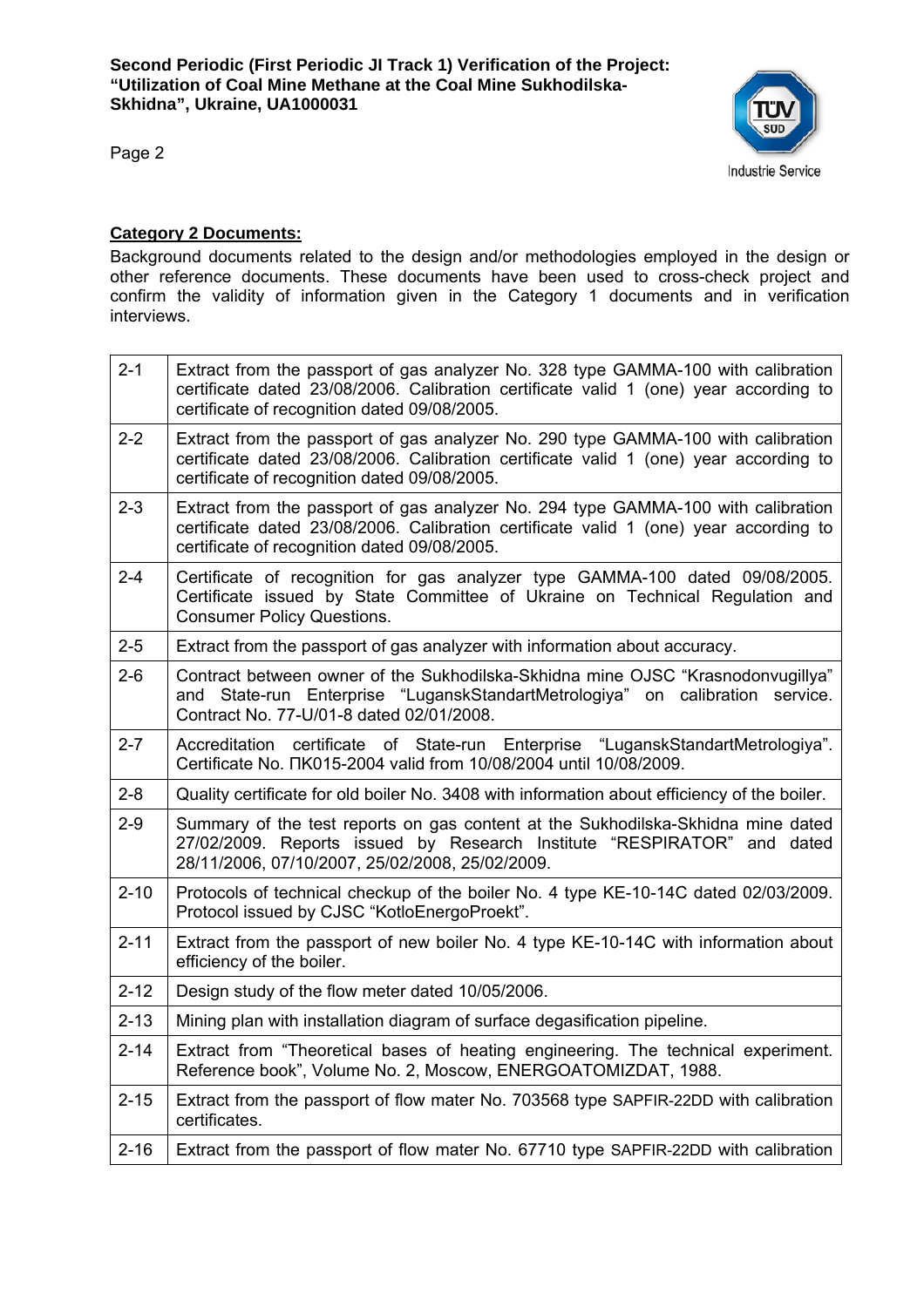**Category 2 Documents:**

Background documents related to the design and/or methodologies employed in the design or other reference documents. These documents have been used to cross-check project and confirm the validity of information given in the Category 1 documents and in verification interviews.

| | |
|---|---|
| 2-1 | Extract from the passport of gas analyzer No. 328 type GAMMA-100 with calibration certificate dated 23/08/2006. Calibration certificate valid 1 (one) year according to certificate of recognition dated 09/08/2005. |
| 2-2 | Extract from the passport of gas analyzer No. 290 type GAMMA-100 with calibration certificate dated 23/08/2006. Calibration certificate valid 1 (one) year according to certificate of recognition dated 09/08/2005. |
| 2-3 | Extract from the passport of gas analyzer No. 294 type GAMMA-100 with calibration certificate dated 23/08/2006. Calibration certificate valid 1 (one) year according to certificate of recognition dated 09/08/2005. |
| 2-4 | Certificate of recognition for gas analyzer type GAMMA-100 dated 09/08/2005. Certificate issued by State Committee of Ukraine on Technical Regulation and Consumer Policy Questions. |
| 2-5 | Extract from the passport of gas analyzer with information about accuracy. |
| 2-6 | Contract between owner of the Sukhodilska-Skhidna mine OJSC "Krasnodonvugillya" and State-run Enterprise "LuganskStandartMetrologiya" on calibration service. Contract No. 77-U/01-8 dated 02/01/2008. |
| 2-7 | Accreditation certificate of State-run Enterprise "LuganskStandartMetrologiya". Certificate No. ПК015-2004 valid from 10/08/2004 until 10/08/2009. |
| 2-8 | Quality certificate for old boiler No. 3408 with information about efficiency of the boiler. |
| 2-9 | Summary of the test reports on gas content at the Sukhodilska-Skhidna mine dated 27/02/2009. Reports issued by Research Institute "RESPIRATOR" and dated 28/11/2006, 07/10/2007, 25/02/2008, 25/02/2009. |
| 2-10 | Protocols of technical checkup of the boiler No. 4 type KE-10-14C dated 02/03/2009. Protocol issued by CJSC "KotloEnergoProekt". |
| 2-11 | Extract from the passport of new boiler No. 4 type KE-10-14C with information about efficiency of the boiler. |
| 2-12 | Design study of the flow meter dated 10/05/2006. |
| 2-13 | Mining plan with installation diagram of surface degasification pipeline. |
| 2-14 | Extract from "Theoretical bases of heating engineering. The technical experiment. Reference book", Volume No. 2, Moscow, ENERGOATOMIZDAT, 1988. |
| 2-15 | Extract from the passport of flow mater No. 703568 type SAPFIR-22DD with calibration certificates. |
| 2-16 | Extract from the passport of flow mater No. 67710 type SAPFIR-22DD with calibration |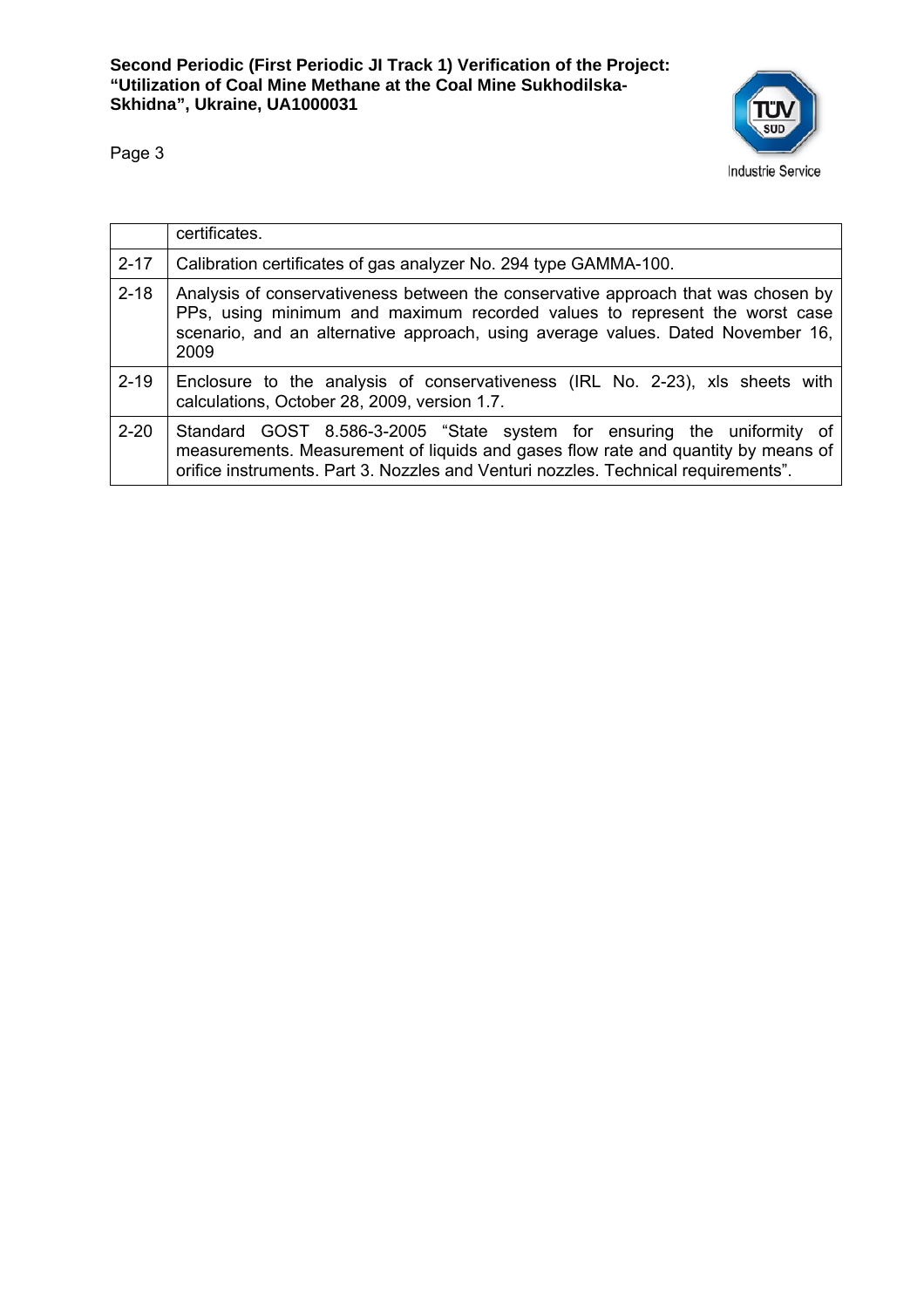| | |
|---|---|
| | certificates. |
| 2-17 | Calibration certificates of gas analyzer No. 294 type GAMMA-100. |
| 2-18 | Analysis of conservativeness between the conservative approach that was chosen by PPs, using minimum and maximum recorded values to represent the worst case scenario, and an alternative approach, using average values. Dated November 16, 2009 |
| 2-19 | Enclosure to the analysis of conservativeness (IRL No. 2-23), xls sheets with calculations, October 28, 2009, version 1.7. |
| 2-20 | Standard GOST 8.586-3-2005 "State system for ensuring the uniformity of measurements. Measurement of liquids and gases flow rate and quantity by means of orifice instruments. Part 3. Nozzles and Venturi nozzles. Technical requirements". |